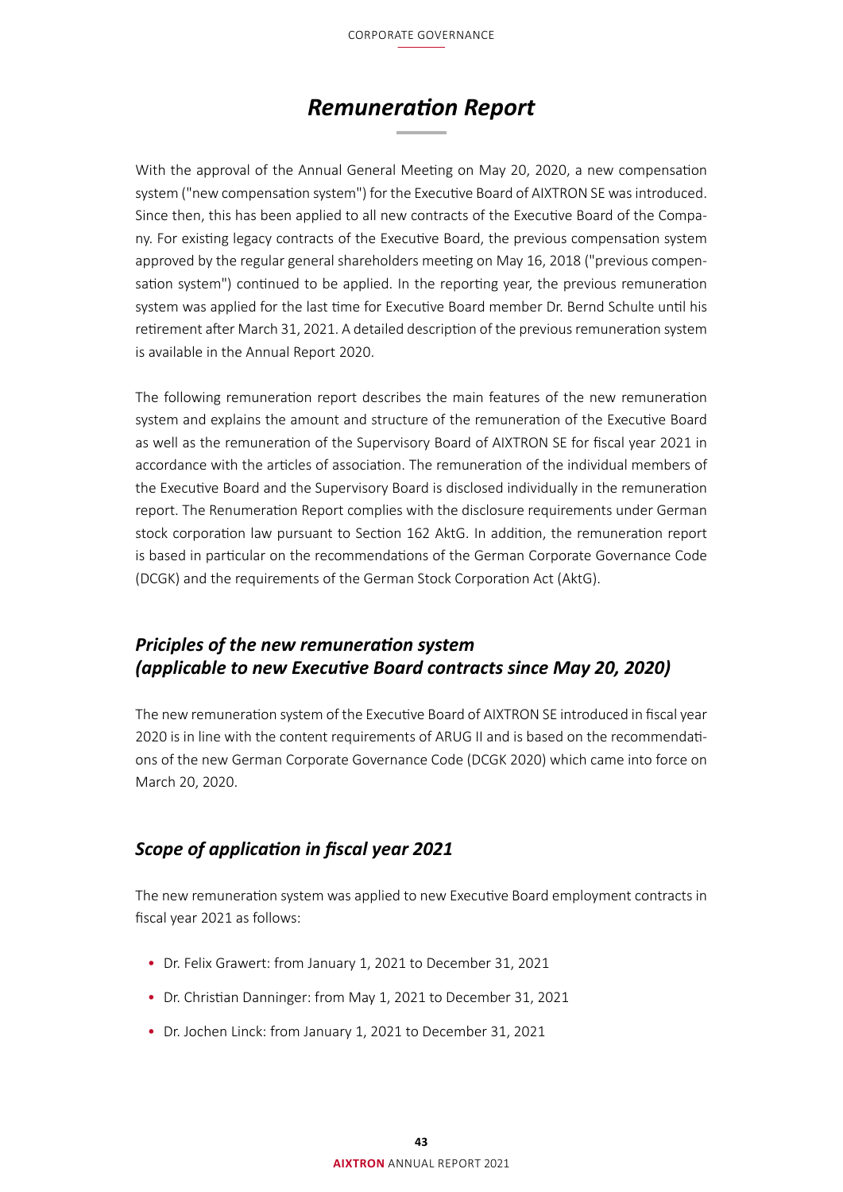# Remuneration Report

With the approval of the Annual General Meeting on May 20, 2020, a new compensation system ("new compensation system") for the Executive Board of AIXTRON SE was introduced. Since then, this has been applied to all new contracts of the Executive Board of the Company. For existing legacy contracts of the Executive Board, the previous compensation system approved by the regular general shareholders meeting on May 16, 2018 ("previous compensation system") continued to be applied. In the reporting year, the previous remuneration system was applied for the last time for Executive Board member Dr. Bernd Schulte until his retirement after March 31, 2021. A detailed description of the previous remuneration system is available in the Annual Report 2020.

The following remuneration report describes the main features of the new remuneration system and explains the amount and structure of the remuneration of the Executive Board as well as the remuneration of the Supervisory Board of AIXTRON SE for fiscal year 2021 in accordance with the articles of association. The remuneration of the individual members of the Executive Board and the Supervisory Board is disclosed individually in the remuneration report. The Renumeration Report complies with the disclosure requirements under German stock corporation law pursuant to Section 162 AktG. In addition, the remuneration report is based in particular on the recommendations of the German Corporate Governance Code (DCGK) and the requirements of the German Stock Corporation Act (AktG).

## *Priciples of the new remuneration system (applicable to new Executive Board contracts since May 20, 2020)*

The new remuneration system of the Executive Board of AIXTRON SE introduced in fiscal year 2020 is in line with the content requirements of ARUG II and is based on the recommendations of the new German Corporate Governance Code (DCGK 2020) which came into force on March 20, 2020.

## *Scope of application in fiscal year 2021*

The new remuneration system was applied to new Executive Board employment contracts in fiscal year 2021 as follows:

- Dr. Felix Grawert: from January 1, 2021 to December 31, 2021
- Dr. Christian Danninger: from May 1, 2021 to December 31, 2021
- Dr. Jochen Linck: from January 1, 2021 to December 31, 2021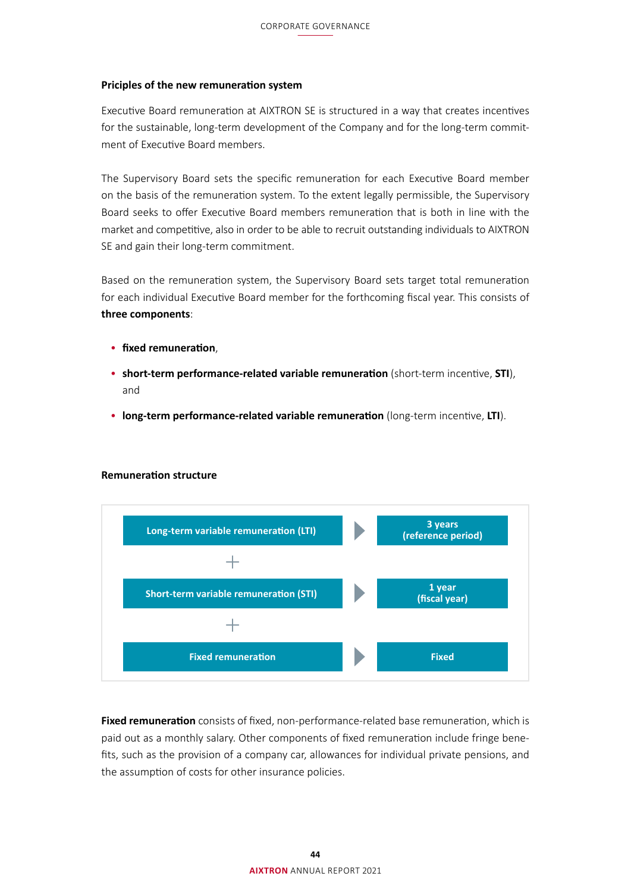### Priciples of the new remuneration system

Executive Board remuneration at AIXTRON SE is structured in a way that creates incentives for the sustainable, long-term development of the Company and for the long-term commitment of Executive Board members.

The Supervisory Board sets the specific remuneration for each Executive Board member on the basis of the remuneration system. To the extent legally permissible, the Supervisory Board seeks to offer Executive Board members remuneration that is both in line with the market and competitive, also in order to be able to recruit outstanding individuals to AIXTRON SE and gain their long-term commitment.

Based on the remuneration system, the Supervisory Board sets target total remuneration for each individual Executive Board member for the forthcoming fiscal year. This consists of **three components**:

- **fixed remuneration**,
- **short-term performance-related variable remuneration** (short-term incentive, **STI**), and
- **long-term performance-related variable remuneration** (long-term incentive, **LTI**).

### Remuneration structure

| Component | Period |
|---|---|
| Long-term variable remuneration (LTI) | 3 years (reference period) |
| + | |
| Short-term variable remuneration (STI) | 1 year (fiscal year) |
| + | |
| Fixed remuneration | Fixed |

**Fixed remuneration** consists of fixed, non-performance-related base remuneration, which is paid out as a monthly salary. Other components of fixed remuneration include fringe benefits, such as the provision of a company car, allowances for individual private pensions, and the assumption of costs for other insurance policies.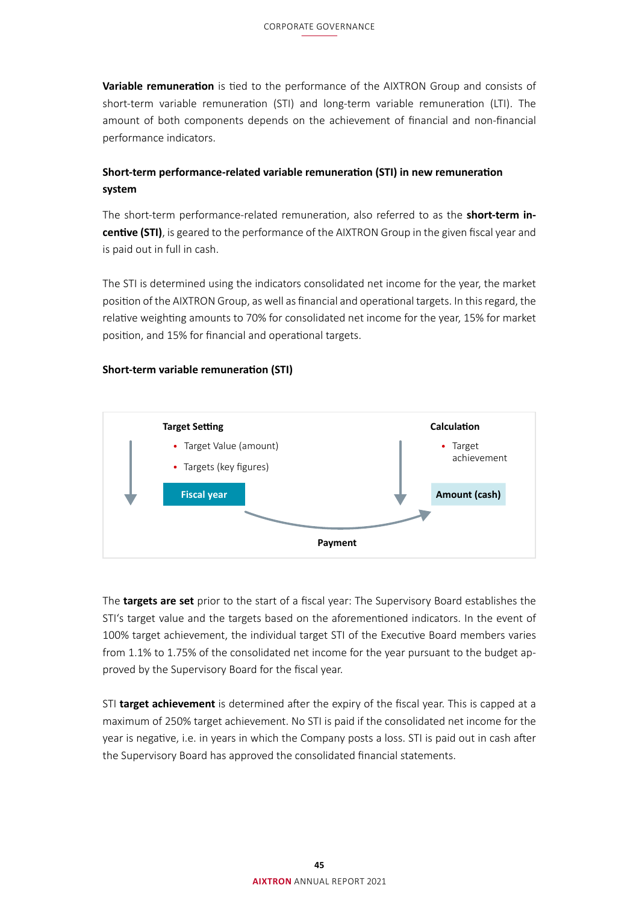**Variable remuneration** is tied to the performance of the AIXTRON Group and consists of short-term variable remuneration (STI) and long-term variable remuneration (LTI). The amount of both components depends on the achievement of financial and non-financial performance indicators.

### Short-term performance-related variable remuneration (STI) in new remuneration system

The short-term performance-related remuneration, also referred to as the **short-term incentive (STI)**, is geared to the performance of the AIXTRON Group in the given fiscal year and is paid out in full in cash.

The STI is determined using the indicators consolidated net income for the year, the market position of the AIXTRON Group, as well as financial and operational targets. In this regard, the relative weighting amounts to 70% for consolidated net income for the year, 15% for market position, and 15% for financial and operational targets.

**Short-term variable remuneration (STI)**

**Target Setting**

- Target Value (amount)
- Targets (key figures)

**Fiscal year**

**Calculation**

- Target achievement

**Amount (cash)**

**Payment**

The **targets are set** prior to the start of a fiscal year: The Supervisory Board establishes the STI's target value and the targets based on the aforementioned indicators. In the event of 100% target achievement, the individual target STI of the Executive Board members varies from 1.1% to 1.75% of the consolidated net income for the year pursuant to the budget approved by the Supervisory Board for the fiscal year.

STI **target achievement** is determined after the expiry of the fiscal year. This is capped at a maximum of 250% target achievement. No STI is paid if the consolidated net income for the year is negative, i.e. in years in which the Company posts a loss. STI is paid out in cash after the Supervisory Board has approved the consolidated financial statements.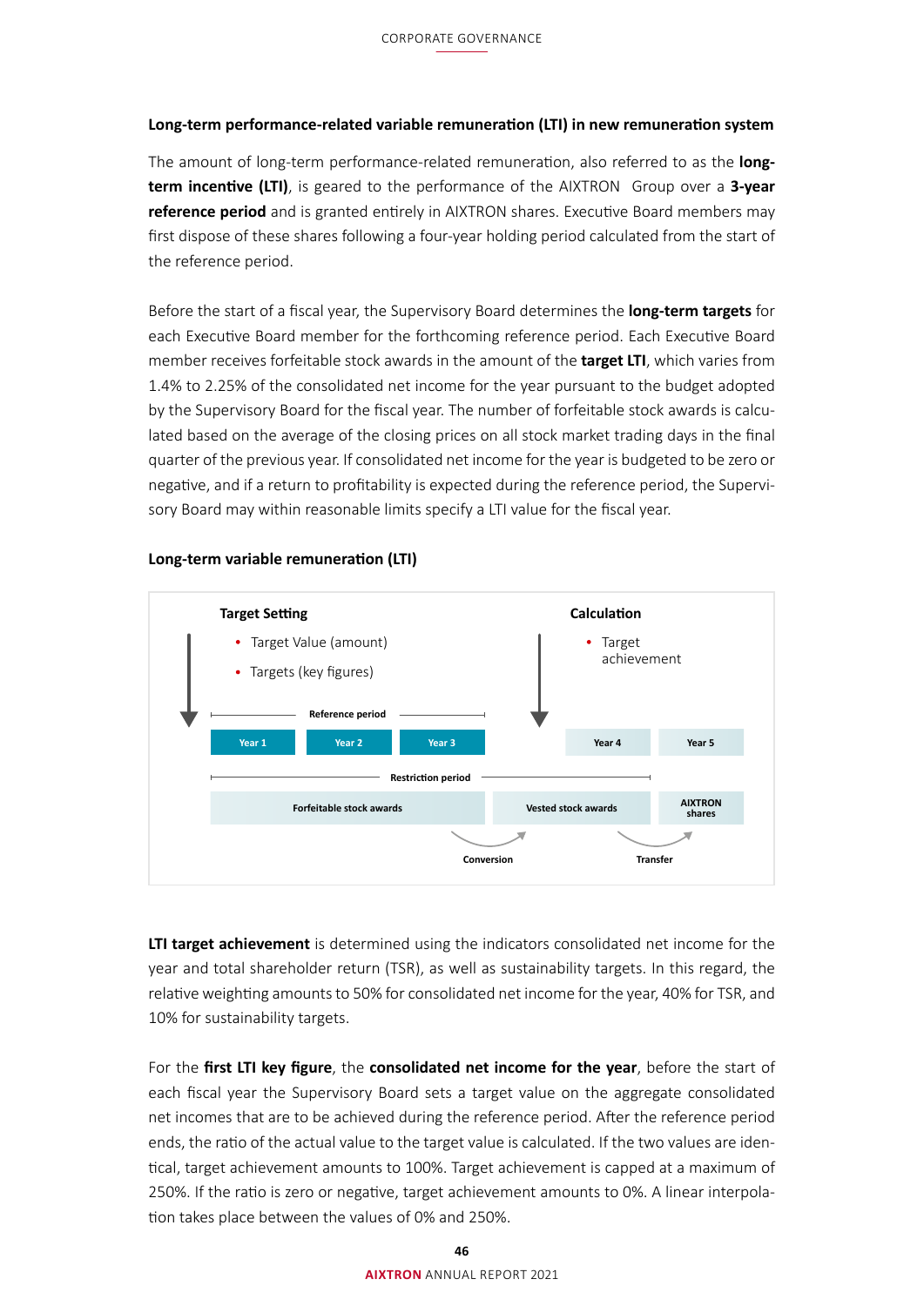### Long-term performance-related variable remuneration (LTI) in new remuneration system

The amount of long-term performance-related remuneration, also referred to as the **long-term incentive (LTI)**, is geared to the performance of the AIXTRON Group over a **3-year reference period** and is granted entirely in AIXTRON shares. Executive Board members may first dispose of these shares following a four-year holding period calculated from the start of the reference period.

Before the start of a fiscal year, the Supervisory Board determines the **long-term targets** for each Executive Board member for the forthcoming reference period. Each Executive Board member receives forfeitable stock awards in the amount of the **target LTI**, which varies from 1.4% to 2.25% of the consolidated net income for the year pursuant to the budget adopted by the Supervisory Board for the fiscal year. The number of forfeitable stock awards is calculated based on the average of the closing prices on all stock market trading days in the final quarter of the previous year. If consolidated net income for the year is budgeted to be zero or negative, and if a return to profitability is expected during the reference period, the Supervisory Board may within reasonable limits specify a LTI value for the fiscal year.

#### Long-term variable remuneration (LTI)

**Target Setting**
- Target Value (amount)
- Targets (key figures)

**Calculation**
- Target achievement

Reference period: Year 1 | Year 2 | Year 3 — Year 4 | Year 5

Restriction period: Forfeitable stock awards → (Conversion) → Vested stock awards → (Transfer) → AIXTRON shares

**LTI target achievement** is determined using the indicators consolidated net income for the year and total shareholder return (TSR), as well as sustainability targets. In this regard, the relative weighting amounts to 50% for consolidated net income for the year, 40% for TSR, and 10% for sustainability targets.

For the **first LTI key figure**, the **consolidated net income for the year**, before the start of each fiscal year the Supervisory Board sets a target value on the aggregate consolidated net incomes that are to be achieved during the reference period. After the reference period ends, the ratio of the actual value to the target value is calculated. If the two values are identical, target achievement amounts to 100%. Target achievement is capped at a maximum of 250%. If the ratio is zero or negative, target achievement amounts to 0%. A linear interpolation takes place between the values of 0% and 250%.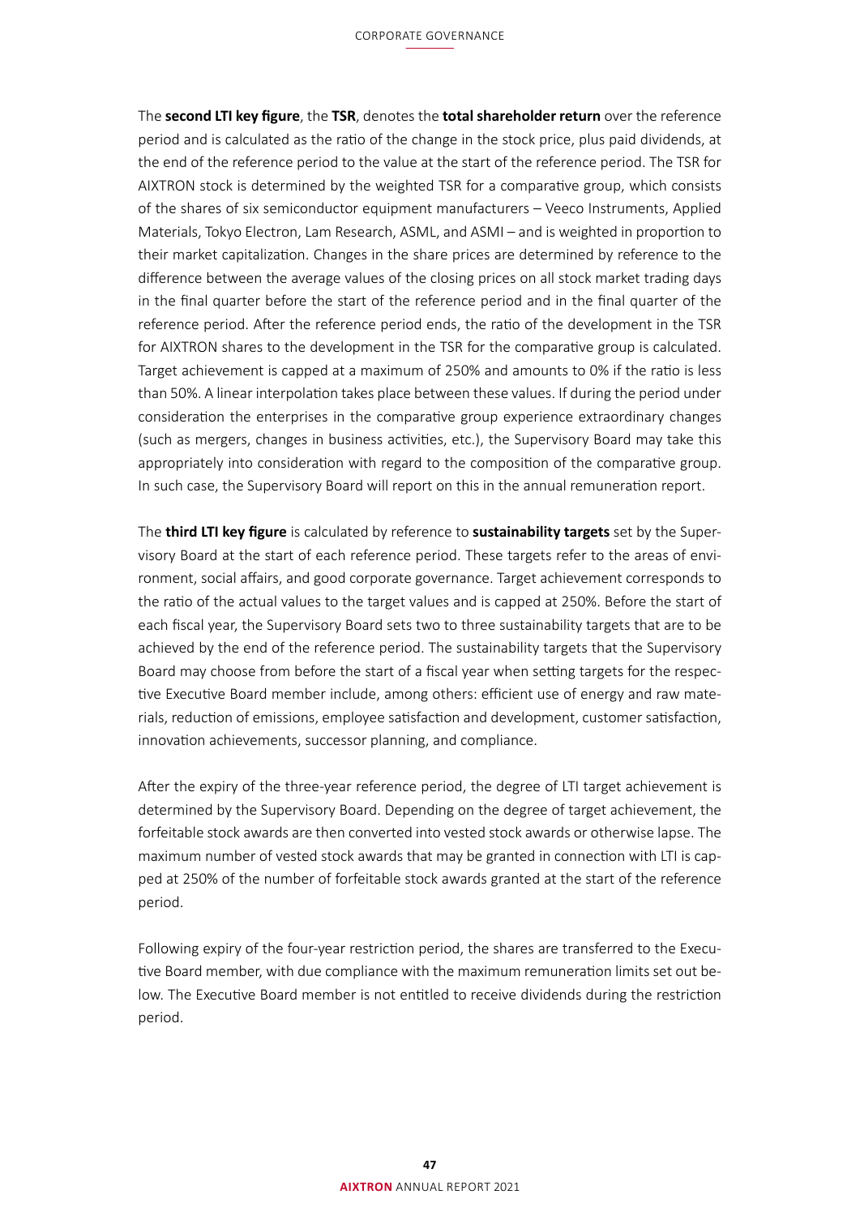The **second LTI key figure**, the **TSR**, denotes the **total shareholder return** over the reference period and is calculated as the ratio of the change in the stock price, plus paid dividends, at the end of the reference period to the value at the start of the reference period. The TSR for AIXTRON stock is determined by the weighted TSR for a comparative group, which consists of the shares of six semiconductor equipment manufacturers – Veeco Instruments, Applied Materials, Tokyo Electron, Lam Research, ASML, and ASMI – and is weighted in proportion to their market capitalization. Changes in the share prices are determined by reference to the difference between the average values of the closing prices on all stock market trading days in the final quarter before the start of the reference period and in the final quarter of the reference period. After the reference period ends, the ratio of the development in the TSR for AIXTRON shares to the development in the TSR for the comparative group is calculated. Target achievement is capped at a maximum of 250% and amounts to 0% if the ratio is less than 50%. A linear interpolation takes place between these values. If during the period under consideration the enterprises in the comparative group experience extraordinary changes (such as mergers, changes in business activities, etc.), the Supervisory Board may take this appropriately into consideration with regard to the composition of the comparative group. In such case, the Supervisory Board will report on this in the annual remuneration report.

The **third LTI key figure** is calculated by reference to **sustainability targets** set by the Supervisory Board at the start of each reference period. These targets refer to the areas of environment, social affairs, and good corporate governance. Target achievement corresponds to the ratio of the actual values to the target values and is capped at 250%. Before the start of each fiscal year, the Supervisory Board sets two to three sustainability targets that are to be achieved by the end of the reference period. The sustainability targets that the Supervisory Board may choose from before the start of a fiscal year when setting targets for the respective Executive Board member include, among others: efficient use of energy and raw materials, reduction of emissions, employee satisfaction and development, customer satisfaction, innovation achievements, successor planning, and compliance.

After the expiry of the three-year reference period, the degree of LTI target achievement is determined by the Supervisory Board. Depending on the degree of target achievement, the forfeitable stock awards are then converted into vested stock awards or otherwise lapse. The maximum number of vested stock awards that may be granted in connection with LTI is capped at 250% of the number of forfeitable stock awards granted at the start of the reference period.

Following expiry of the four-year restriction period, the shares are transferred to the Executive Board member, with due compliance with the maximum remuneration limits set out below. The Executive Board member is not entitled to receive dividends during the restriction period.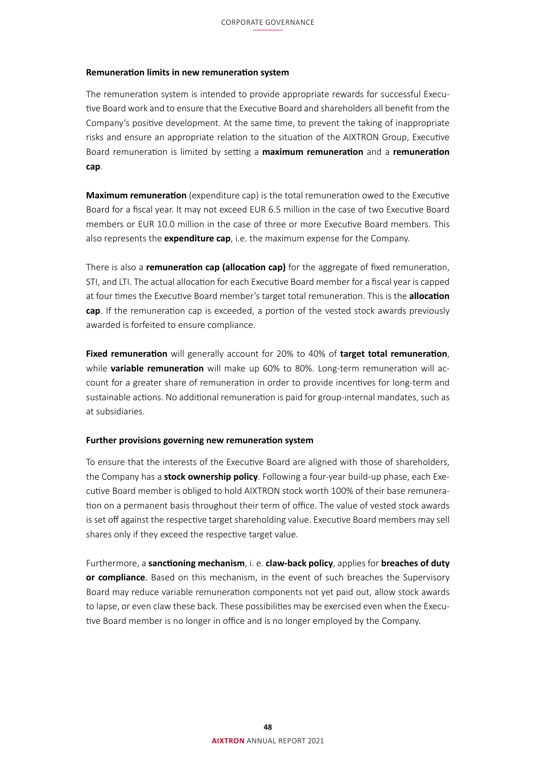### Remuneration limits in new remuneration system

The remuneration system is intended to provide appropriate rewards for successful Executive Board work and to ensure that the Executive Board and shareholders all benefit from the Company's positive development. At the same time, to prevent the taking of inappropriate risks and ensure an appropriate relation to the situation of the AIXTRON Group, Executive Board remuneration is limited by setting a **maximum remuneration** and a **remuneration cap**.

**Maximum remuneration** (expenditure cap) is the total remuneration owed to the Executive Board for a fiscal year. It may not exceed EUR 6.5 million in the case of two Executive Board members or EUR 10.0 million in the case of three or more Executive Board members. This also represents the **expenditure cap**, i.e. the maximum expense for the Company.

There is also a **remuneration cap (allocation cap)** for the aggregate of fixed remuneration, STI, and LTI. The actual allocation for each Executive Board member for a fiscal year is capped at four times the Executive Board member's target total remuneration. This is the **allocation cap**. If the remuneration cap is exceeded, a portion of the vested stock awards previously awarded is forfeited to ensure compliance.

**Fixed remuneration** will generally account for 20% to 40% of **target total remuneration**, while **variable remuneration** will make up 60% to 80%. Long-term remuneration will account for a greater share of remuneration in order to provide incentives for long-term and sustainable actions. No additional remuneration is paid for group-internal mandates, such as at subsidiaries.

### Further provisions governing new remuneration system

To ensure that the interests of the Executive Board are aligned with those of shareholders, the Company has a **stock ownership policy**. Following a four-year build-up phase, each Executive Board member is obliged to hold AIXTRON stock worth 100% of their base remuneration on a permanent basis throughout their term of office. The value of vested stock awards is set off against the respective target shareholding value. Executive Board members may sell shares only if they exceed the respective target value.

Furthermore, a **sanctioning mechanism**, i. e. **claw-back policy**, applies for **breaches of duty or compliance**. Based on this mechanism, in the event of such breaches the Supervisory Board may reduce variable remuneration components not yet paid out, allow stock awards to lapse, or even claw these back. These possibilities may be exercised even when the Executive Board member is no longer in office and is no longer employed by the Company.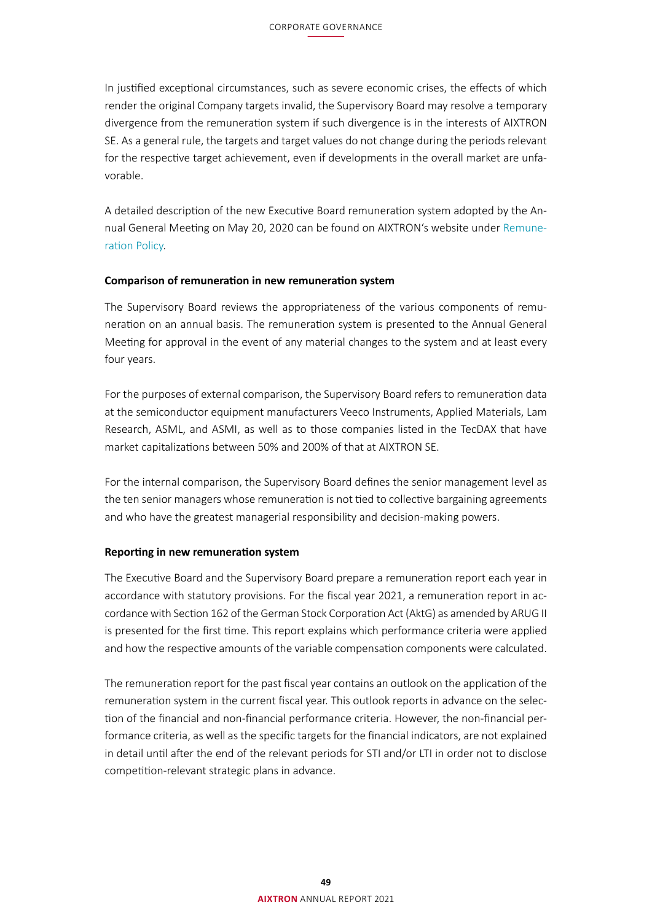In justified exceptional circumstances, such as severe economic crises, the effects of which render the original Company targets invalid, the Supervisory Board may resolve a temporary divergence from the remuneration system if such divergence is in the interests of AIXTRON SE. As a general rule, the targets and target values do not change during the periods relevant for the respective target achievement, even if developments in the overall market are unfavorable.

A detailed description of the new Executive Board remuneration system adopted by the Annual General Meeting on May 20, 2020 can be found on AIXTRON's website under Remuneration Policy.

**Comparison of remuneration in new remuneration system**

The Supervisory Board reviews the appropriateness of the various components of remuneration on an annual basis. The remuneration system is presented to the Annual General Meeting for approval in the event of any material changes to the system and at least every four years.

For the purposes of external comparison, the Supervisory Board refers to remuneration data at the semiconductor equipment manufacturers Veeco Instruments, Applied Materials, Lam Research, ASML, and ASMI, as well as to those companies listed in the TecDAX that have market capitalizations between 50% and 200% of that at AIXTRON SE.

For the internal comparison, the Supervisory Board defines the senior management level as the ten senior managers whose remuneration is not tied to collective bargaining agreements and who have the greatest managerial responsibility and decision-making powers.

**Reporting in new remuneration system**

The Executive Board and the Supervisory Board prepare a remuneration report each year in accordance with statutory provisions. For the fiscal year 2021, a remuneration report in accordance with Section 162 of the German Stock Corporation Act (AktG) as amended by ARUG II is presented for the first time. This report explains which performance criteria were applied and how the respective amounts of the variable compensation components were calculated.

The remuneration report for the past fiscal year contains an outlook on the application of the remuneration system in the current fiscal year. This outlook reports in advance on the selection of the financial and non-financial performance criteria. However, the non-financial performance criteria, as well as the specific targets for the financial indicators, are not explained in detail until after the end of the relevant periods for STI and/or LTI in order not to disclose competition-relevant strategic plans in advance.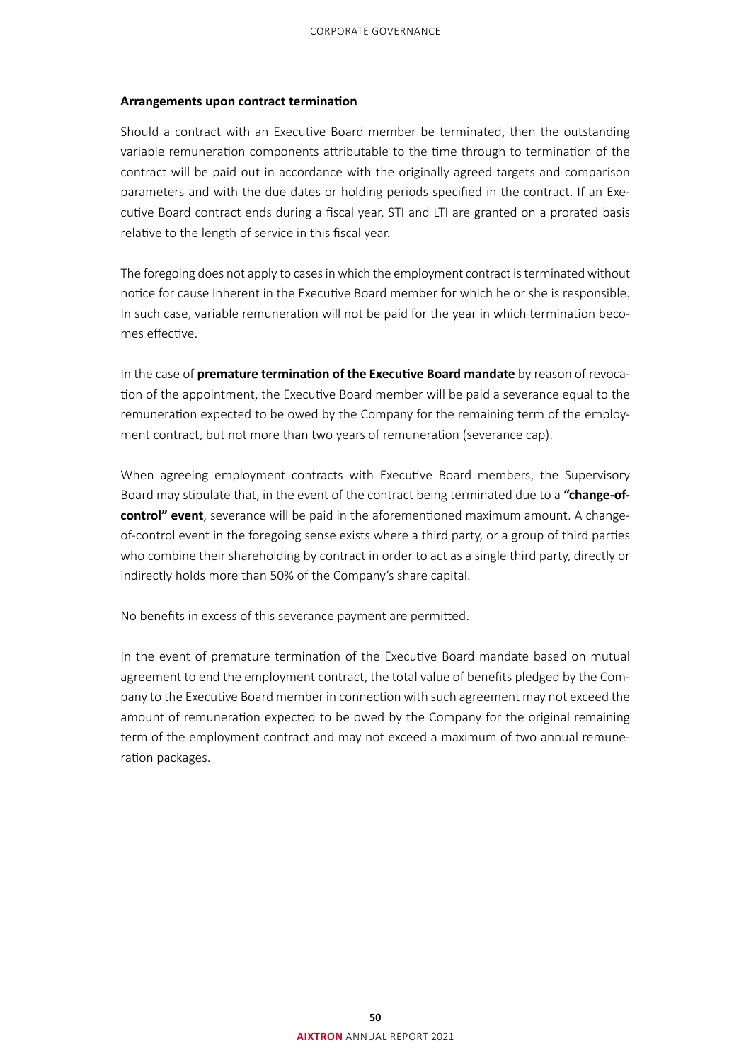**Arrangements upon contract termination**

Should a contract with an Executive Board member be terminated, then the outstanding variable remuneration components attributable to the time through to termination of the contract will be paid out in accordance with the originally agreed targets and comparison parameters and with the due dates or holding periods specified in the contract. If an Executive Board contract ends during a fiscal year, STI and LTI are granted on a prorated basis relative to the length of service in this fiscal year.

The foregoing does not apply to cases in which the employment contract is terminated without notice for cause inherent in the Executive Board member for which he or she is responsible. In such case, variable remuneration will not be paid for the year in which termination becomes effective.

In the case of **premature termination of the Executive Board mandate** by reason of revocation of the appointment, the Executive Board member will be paid a severance equal to the remuneration expected to be owed by the Company for the remaining term of the employment contract, but not more than two years of remuneration (severance cap).

When agreeing employment contracts with Executive Board members, the Supervisory Board may stipulate that, in the event of the contract being terminated due to a **"change-of-control" event**, severance will be paid in the aforementioned maximum amount. A change-of-control event in the foregoing sense exists where a third party, or a group of third parties who combine their shareholding by contract in order to act as a single third party, directly or indirectly holds more than 50% of the Company's share capital.

No benefits in excess of this severance payment are permitted.

In the event of premature termination of the Executive Board mandate based on mutual agreement to end the employment contract, the total value of benefits pledged by the Company to the Executive Board member in connection with such agreement may not exceed the amount of remuneration expected to be owed by the Company for the original remaining term of the employment contract and may not exceed a maximum of two annual remuneration packages.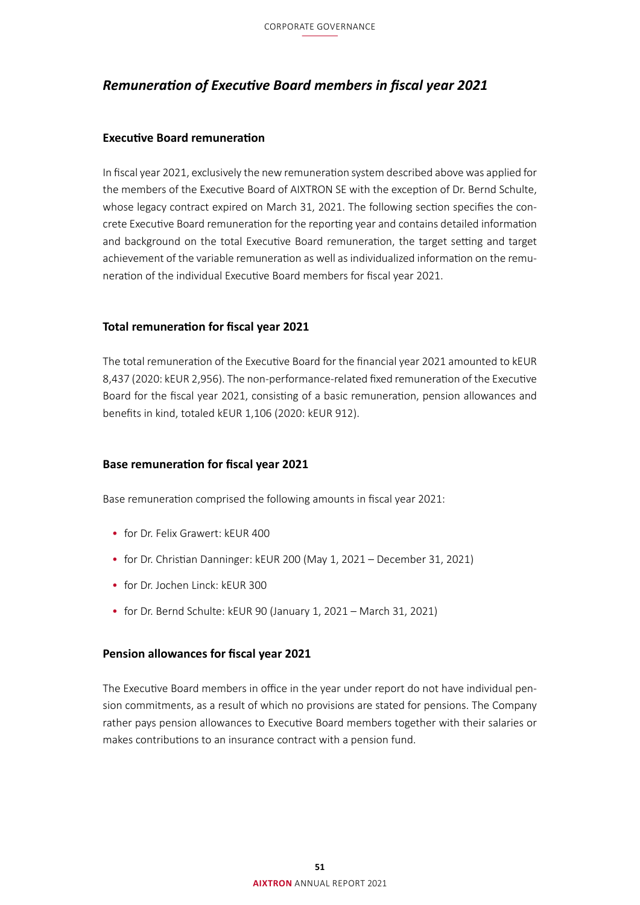## *Remuneration of Executive Board members in fiscal year 2021*

### Executive Board remuneration

In fiscal year 2021, exclusively the new remuneration system described above was applied for the members of the Executive Board of AIXTRON SE with the exception of Dr. Bernd Schulte, whose legacy contract expired on March 31, 2021. The following section specifies the concrete Executive Board remuneration for the reporting year and contains detailed information and background on the total Executive Board remuneration, the target setting and target achievement of the variable remuneration as well as individualized information on the remuneration of the individual Executive Board members for fiscal year 2021.

### Total remuneration for fiscal year 2021

The total remuneration of the Executive Board for the financial year 2021 amounted to kEUR 8,437 (2020: kEUR 2,956). The non-performance-related fixed remuneration of the Executive Board for the fiscal year 2021, consisting of a basic remuneration, pension allowances and benefits in kind, totaled kEUR 1,106 (2020: kEUR 912).

### Base remuneration for fiscal year 2021

Base remuneration comprised the following amounts in fiscal year 2021:

- for Dr. Felix Grawert: kEUR 400
- for Dr. Christian Danninger: kEUR 200 (May 1, 2021 – December 31, 2021)
- for Dr. Jochen Linck: kEUR 300
- for Dr. Bernd Schulte: kEUR 90 (January 1, 2021 – March 31, 2021)

### Pension allowances for fiscal year 2021

The Executive Board members in office in the year under report do not have individual pension commitments, as a result of which no provisions are stated for pensions. The Company rather pays pension allowances to Executive Board members together with their salaries or makes contributions to an insurance contract with a pension fund.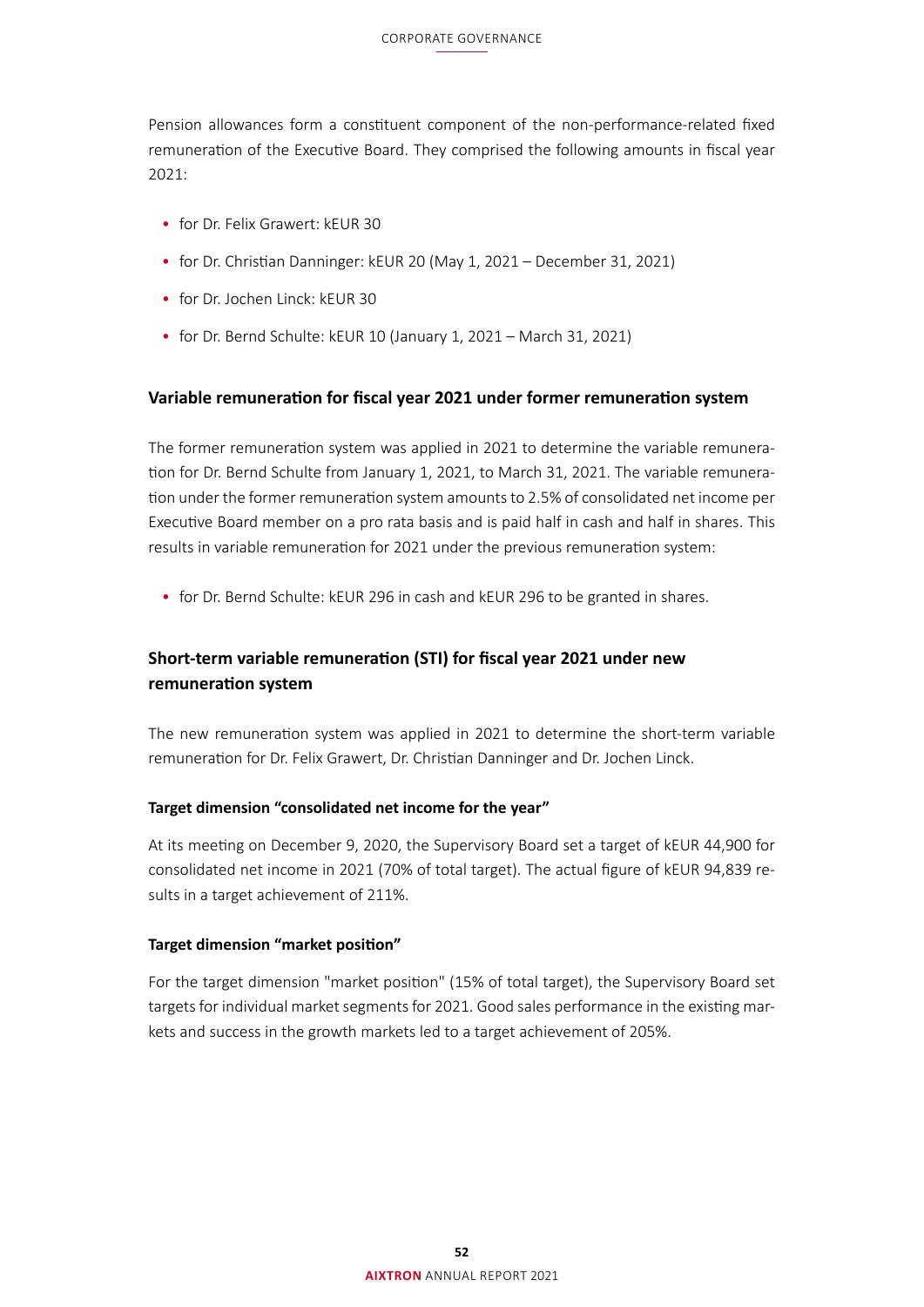Pension allowances form a constituent component of the non-performance-related fixed remuneration of the Executive Board. They comprised the following amounts in fiscal year 2021:

- for Dr. Felix Grawert: kEUR 30
- for Dr. Christian Danninger: kEUR 20 (May 1, 2021 – December 31, 2021)
- for Dr. Jochen Linck: kEUR 30
- for Dr. Bernd Schulte: kEUR 10 (January 1, 2021 – March 31, 2021)

### Variable remuneration for fiscal year 2021 under former remuneration system

The former remuneration system was applied in 2021 to determine the variable remuneration for Dr. Bernd Schulte from January 1, 2021, to March 31, 2021. The variable remuneration under the former remuneration system amounts to 2.5% of consolidated net income per Executive Board member on a pro rata basis and is paid half in cash and half in shares. This results in variable remuneration for 2021 under the previous remuneration system:

- for Dr. Bernd Schulte: kEUR 296 in cash and kEUR 296 to be granted in shares.

### Short-term variable remuneration (STI) for fiscal year 2021 under new remuneration system

The new remuneration system was applied in 2021 to determine the short-term variable remuneration for Dr. Felix Grawert, Dr. Christian Danninger and Dr. Jochen Linck.

#### Target dimension "consolidated net income for the year"

At its meeting on December 9, 2020, the Supervisory Board set a target of kEUR 44,900 for consolidated net income in 2021 (70% of total target). The actual figure of kEUR 94,839 results in a target achievement of 211%.

#### Target dimension "market position"

For the target dimension "market position" (15% of total target), the Supervisory Board set targets for individual market segments for 2021. Good sales performance in the existing markets and success in the growth markets led to a target achievement of 205%.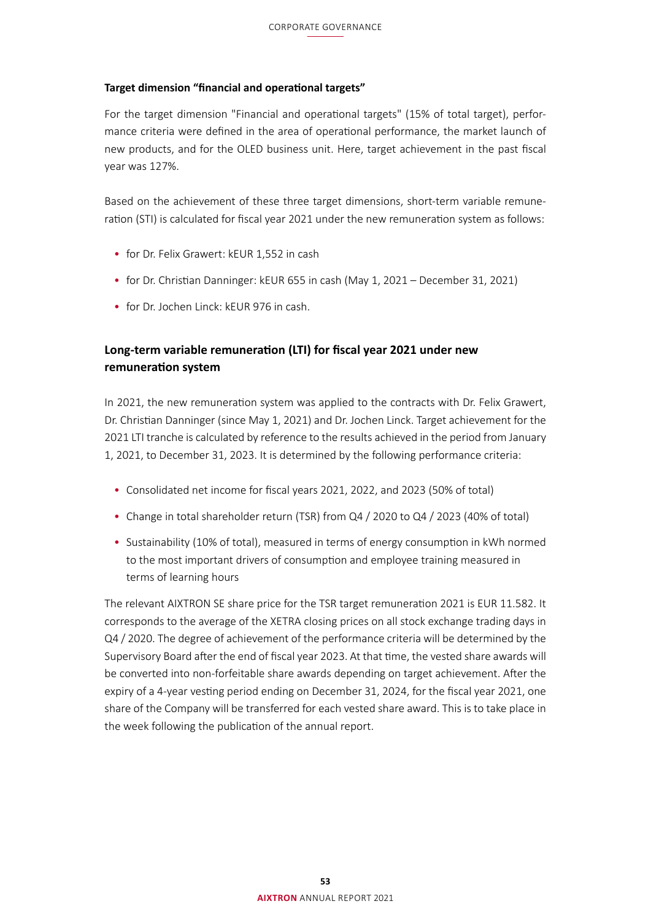**Target dimension "financial and operational targets"**

For the target dimension "Financial and operational targets" (15% of total target), performance criteria were defined in the area of operational performance, the market launch of new products, and for the OLED business unit. Here, target achievement in the past fiscal year was 127%.

Based on the achievement of these three target dimensions, short-term variable remuneration (STI) is calculated for fiscal year 2021 under the new remuneration system as follows:

- for Dr. Felix Grawert: kEUR 1,552 in cash
- for Dr. Christian Danninger: kEUR 655 in cash (May 1, 2021 – December 31, 2021)
- for Dr. Jochen Linck: kEUR 976 in cash.

## Long-term variable remuneration (LTI) for fiscal year 2021 under new remuneration system

In 2021, the new remuneration system was applied to the contracts with Dr. Felix Grawert, Dr. Christian Danninger (since May 1, 2021) and Dr. Jochen Linck. Target achievement for the 2021 LTI tranche is calculated by reference to the results achieved in the period from January 1, 2021, to December 31, 2023. It is determined by the following performance criteria:

- Consolidated net income for fiscal years 2021, 2022, and 2023 (50% of total)
- Change in total shareholder return (TSR) from Q4 / 2020 to Q4 / 2023 (40% of total)
- Sustainability (10% of total), measured in terms of energy consumption in kWh normed to the most important drivers of consumption and employee training measured in terms of learning hours

The relevant AIXTRON SE share price for the TSR target remuneration 2021 is EUR 11.582. It corresponds to the average of the XETRA closing prices on all stock exchange trading days in Q4 / 2020. The degree of achievement of the performance criteria will be determined by the Supervisory Board after the end of fiscal year 2023. At that time, the vested share awards will be converted into non-forfeitable share awards depending on target achievement. After the expiry of a 4-year vesting period ending on December 31, 2024, for the fiscal year 2021, one share of the Company will be transferred for each vested share award. This is to take place in the week following the publication of the annual report.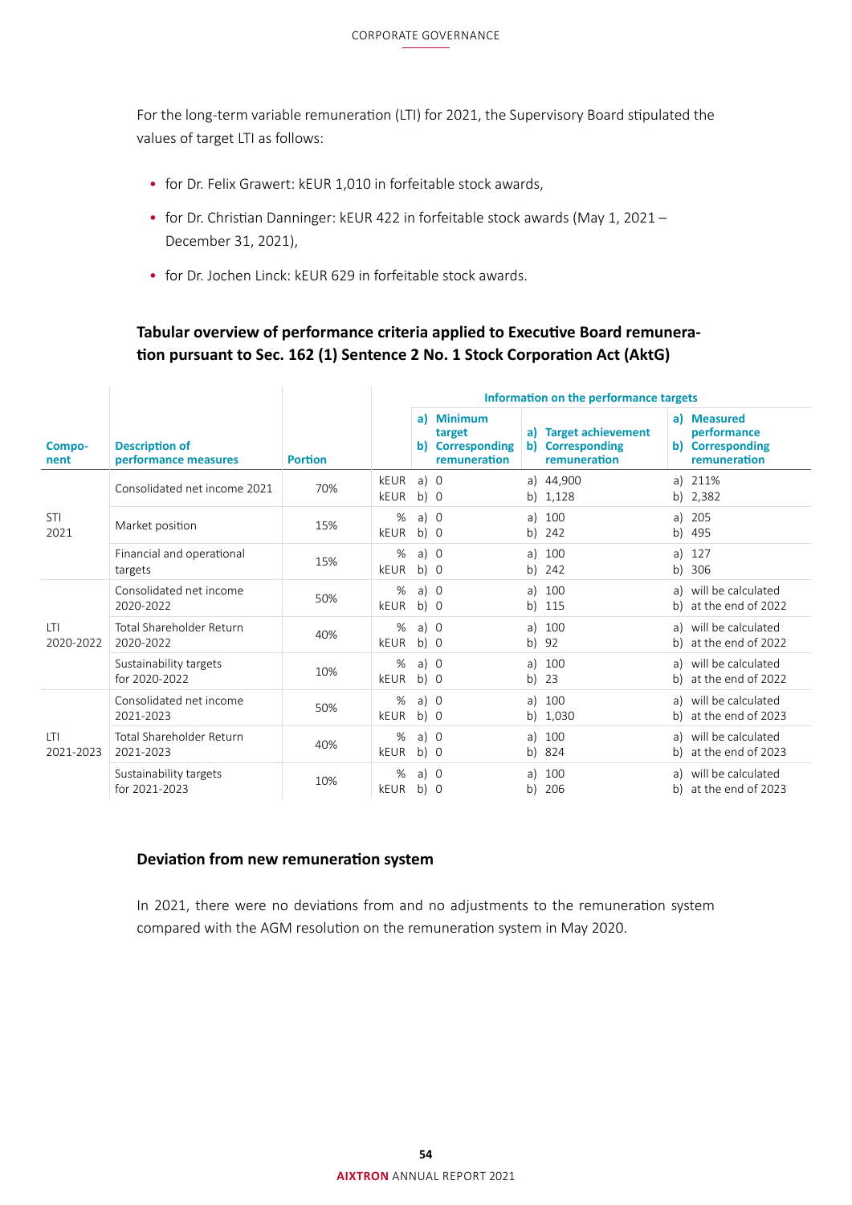For the long-term variable remuneration (LTI) for 2021, the Supervisory Board stipulated the values of target LTI as follows:

- for Dr. Felix Grawert: kEUR 1,010 in forfeitable stock awards,
- for Dr. Christian Danninger: kEUR 422 in forfeitable stock awards (May 1, 2021 – December 31, 2021),
- for Dr. Jochen Linck: kEUR 629 in forfeitable stock awards.

### Tabular overview of performance criteria applied to Executive Board remuneration pursuant to Sec. 162 (1) Sentence 2 No. 1 Stock Corporation Act (AktG)

| Component | Description of performance measures | Portion | | Information on the performance targets | | |
|---|---|---|---|---|---|---|
| | | | | a) Minimum target<br>b) Corresponding remuneration | a) Target achievement<br>b) Corresponding remuneration | a) Measured performance<br>b) Corresponding remuneration |
| STI 2021 | Consolidated net income 2021 | 70% | kEUR<br>kEUR | a) 0<br>b) 0 | a) 44,900<br>b) 1,128 | a) 211%<br>b) 2,382 |
| | Market position | 15% | %<br>kEUR | a) 0<br>b) 0 | a) 100<br>b) 242 | a) 205<br>b) 495 |
| | Financial and operational targets | 15% | %<br>kEUR | a) 0<br>b) 0 | a) 100<br>b) 242 | a) 127<br>b) 306 |
| LTI 2020-2022 | Consolidated net income 2020-2022 | 50% | %<br>kEUR | a) 0<br>b) 0 | a) 100<br>b) 115 | a) will be calculated<br>b) at the end of 2022 |
| | Total Shareholder Return 2020-2022 | 40% | %<br>kEUR | a) 0<br>b) 0 | a) 100<br>b) 92 | a) will be calculated<br>b) at the end of 2022 |
| | Sustainability targets for 2020-2022 | 10% | %<br>kEUR | a) 0<br>b) 0 | a) 100<br>b) 23 | a) will be calculated<br>b) at the end of 2022 |
| LTI 2021-2023 | Consolidated net income 2021-2023 | 50% | %<br>kEUR | a) 0<br>b) 0 | a) 100<br>b) 1,030 | a) will be calculated<br>b) at the end of 2023 |
| | Total Shareholder Return 2021-2023 | 40% | %<br>kEUR | a) 0<br>b) 0 | a) 100<br>b) 824 | a) will be calculated<br>b) at the end of 2023 |
| | Sustainability targets for 2021-2023 | 10% | %<br>kEUR | a) 0<br>b) 0 | a) 100<br>b) 206 | a) will be calculated<br>b) at the end of 2023 |

### Deviation from new remuneration system

In 2021, there were no deviations from and no adjustments to the remuneration system compared with the AGM resolution on the remuneration system in May 2020.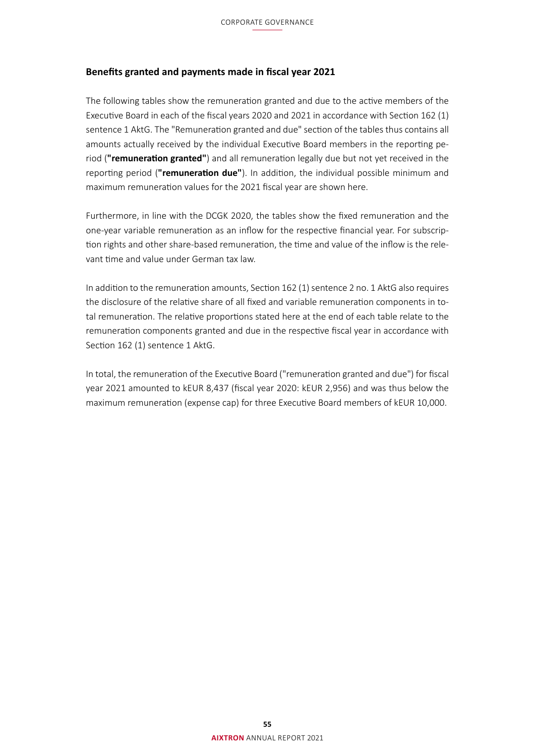## Benefits granted and payments made in fiscal year 2021

The following tables show the remuneration granted and due to the active members of the Executive Board in each of the fiscal years 2020 and 2021 in accordance with Section 162 (1) sentence 1 AktG. The "Remuneration granted and due" section of the tables thus contains all amounts actually received by the individual Executive Board members in the reporting period (**"remuneration granted"**) and all remuneration legally due but not yet received in the reporting period (**"remuneration due"**). In addition, the individual possible minimum and maximum remuneration values for the 2021 fiscal year are shown here.

Furthermore, in line with the DCGK 2020, the tables show the fixed remuneration and the one-year variable remuneration as an inflow for the respective financial year. For subscription rights and other share-based remuneration, the time and value of the inflow is the relevant time and value under German tax law.

In addition to the remuneration amounts, Section 162 (1) sentence 2 no. 1 AktG also requires the disclosure of the relative share of all fixed and variable remuneration components in total remuneration. The relative proportions stated here at the end of each table relate to the remuneration components granted and due in the respective fiscal year in accordance with Section 162 (1) sentence 1 AktG.

In total, the remuneration of the Executive Board ("remuneration granted and due") for fiscal year 2021 amounted to kEUR 8,437 (fiscal year 2020: kEUR 2,956) and was thus below the maximum remuneration (expense cap) for three Executive Board members of kEUR 10,000.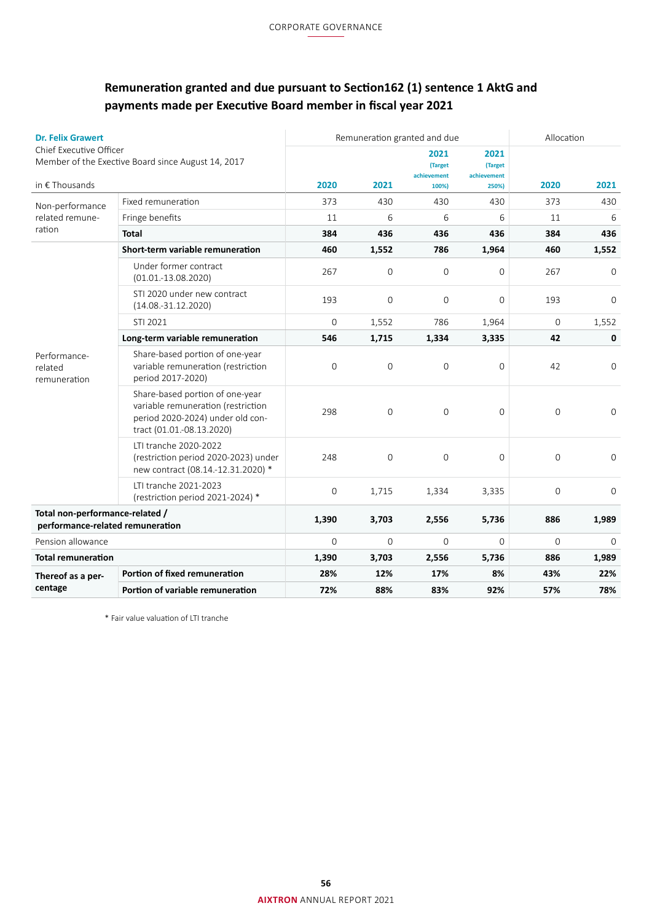## Remuneration granted and due pursuant to Section162 (1) sentence 1 AktG and payments made per Executive Board member in fiscal year 2021

| **Dr. Felix Grawert**<br>Chief Executive Officer<br>Member of the Exective Board since August 14, 2017<br><br>in € Thousands | | Remuneration granted and due | | | | Allocation | |
|---|---|---|---|---|---|---|---|
| | | **2020** | **2021** | **2021 (Target achievement 100%)** | **2021 (Target achievement 250%)** | **2020** | **2021** |
| Non-performance related remuneration | Fixed remuneration | 373 | 430 | 430 | 430 | 373 | 430 |
| | Fringe benefits | 11 | 6 | 6 | 6 | 11 | 6 |
| | **Total** | **384** | **436** | **436** | **436** | **384** | **436** |
| Performance-related remuneration | **Short-term variable remuneration** | **460** | **1,552** | **786** | **1,964** | **460** | **1,552** |
| | Under former contract (01.01.-13.08.2020) | 267 | 0 | 0 | 0 | 267 | 0 |
| | STI 2020 under new contract (14.08.-31.12.2020) | 193 | 0 | 0 | 0 | 193 | 0 |
| | STI 2021 | 0 | 1,552 | 786 | 1,964 | 0 | 1,552 |
| | **Long-term variable remuneration** | **546** | **1,715** | **1,334** | **3,335** | **42** | **0** |
| | Share-based portion of one-year variable remuneration (restriction period 2017-2020) | 0 | 0 | 0 | 0 | 42 | 0 |
| | Share-based portion of one-year variable remuneration (restriction period 2020-2024) under old contract (01.01.-08.13.2020) | 298 | 0 | 0 | 0 | 0 | 0 |
| | LTI tranche 2020-2022 (restriction period 2020-2023) under new contract (08.14.-12.31.2020) * | 248 | 0 | 0 | 0 | 0 | 0 |
| | LTI tranche 2021-2023 (restriction period 2021-2024) * | 0 | 1,715 | 1,334 | 3,335 | 0 | 0 |
| **Total non-performance-related / performance-related remuneration** | | **1,390** | **3,703** | **2,556** | **5,736** | **886** | **1,989** |
| Pension allowance | | 0 | 0 | 0 | 0 | 0 | 0 |
| **Total remuneration** | | **1,390** | **3,703** | **2,556** | **5,736** | **886** | **1,989** |
| **Thereof as a percentage** | **Portion of fixed remuneration** | **28%** | **12%** | **17%** | **8%** | **43%** | **22%** |
| | **Portion of variable remuneration** | **72%** | **88%** | **83%** | **92%** | **57%** | **78%** |

* Fair value valuation of LTI tranche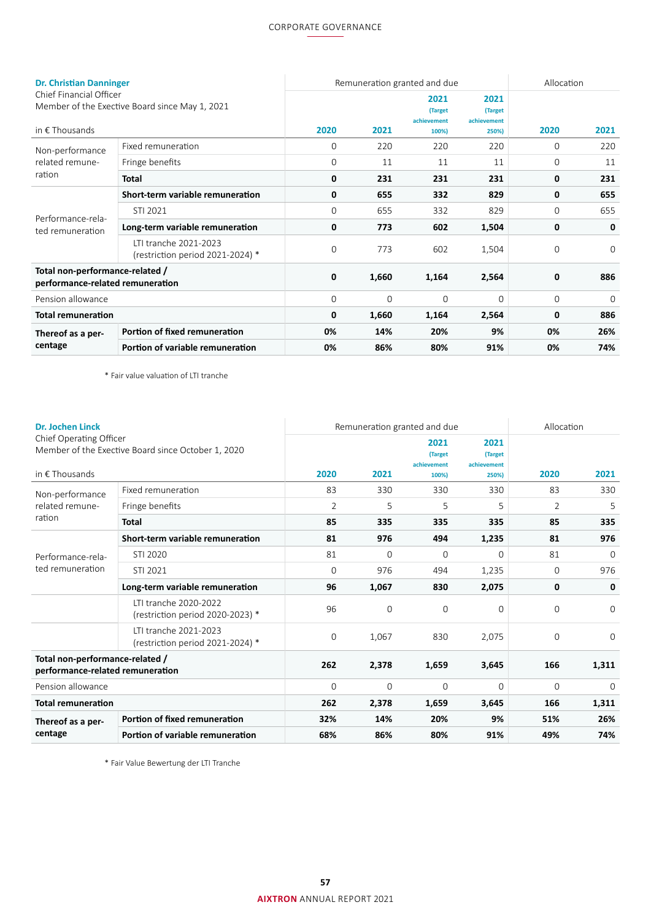| **Dr. Christian Danninger**<br>Chief Financial Officer<br>Member of the Exective Board since May 1, 2021 | | Remuneration granted and due | | | | Allocation | |
|---|---|---|---|---|---|---|---|
| in € Thousands | | **2020** | **2021** | **2021** (Target achievement 100%) | **2021** (Target achievement 250%) | **2020** | **2021** |
| Non-performance related remuneration | Fixed remuneration | 0 | 220 | 220 | 220 | 0 | 220 |
| | Fringe benefits | 0 | 11 | 11 | 11 | 0 | 11 |
| | **Total** | **0** | **231** | **231** | **231** | **0** | **231** |
| Performance-related remuneration | **Short-term variable remuneration** | **0** | **655** | **332** | **829** | **0** | **655** |
| | STI 2021 | 0 | 655 | 332 | 829 | 0 | 655 |
| | **Long-term variable remuneration** | **0** | **773** | **602** | **1,504** | **0** | **0** |
| | LTI tranche 2021-2023 (restriction period 2021-2024) * | 0 | 773 | 602 | 1,504 | 0 | 0 |
| **Total non-performance-related / performance-related remuneration** | | **0** | **1,660** | **1,164** | **2,564** | **0** | **886** |
| Pension allowance | | 0 | 0 | 0 | 0 | 0 | 0 |
| **Total remuneration** | | **0** | **1,660** | **1,164** | **2,564** | **0** | **886** |
| **Thereof as a percentage** | **Portion of fixed remuneration** | **0%** | **14%** | **20%** | **9%** | **0%** | **26%** |
| | **Portion of variable remuneration** | **0%** | **86%** | **80%** | **91%** | **0%** | **74%** |

\* Fair value valuation of LTI tranche

| **Dr. Jochen Linck**<br>Chief Operating Officer<br>Member of the Exective Board since October 1, 2020 | | Remuneration granted and due | | | | Allocation | |
|---|---|---|---|---|---|---|---|
| in € Thousands | | **2020** | **2021** | **2021** (Target achievement 100%) | **2021** (Target achievement 250%) | **2020** | **2021** |
| Non-performance related remuneration | Fixed remuneration | 83 | 330 | 330 | 330 | 83 | 330 |
| | Fringe benefits | 2 | 5 | 5 | 5 | 2 | 5 |
| | **Total** | **85** | **335** | **335** | **335** | **85** | **335** |
| Performance-related remuneration | **Short-term variable remuneration** | **81** | **976** | **494** | **1,235** | **81** | **976** |
| | STI 2020 | 81 | 0 | 0 | 0 | 81 | 0 |
| | STI 2021 | 0 | 976 | 494 | 1,235 | 0 | 976 |
| | **Long-term variable remuneration** | **96** | **1,067** | **830** | **2,075** | **0** | **0** |
| | LTI tranche 2020-2022 (restriction period 2020-2023) * | 96 | 0 | 0 | 0 | 0 | 0 |
| | LTI tranche 2021-2023 (restriction period 2021-2024) * | 0 | 1,067 | 830 | 2,075 | 0 | 0 |
| **Total non-performance-related / performance-related remuneration** | | **262** | **2,378** | **1,659** | **3,645** | **166** | **1,311** |
| Pension allowance | | 0 | 0 | 0 | 0 | 0 | 0 |
| **Total remuneration** | | **262** | **2,378** | **1,659** | **3,645** | **166** | **1,311** |
| **Thereof as a percentage** | **Portion of fixed remuneration** | **32%** | **14%** | **20%** | **9%** | **51%** | **26%** |
| | **Portion of variable remuneration** | **68%** | **86%** | **80%** | **91%** | **49%** | **74%** |

\* Fair Value Bewertung der LTI Tranche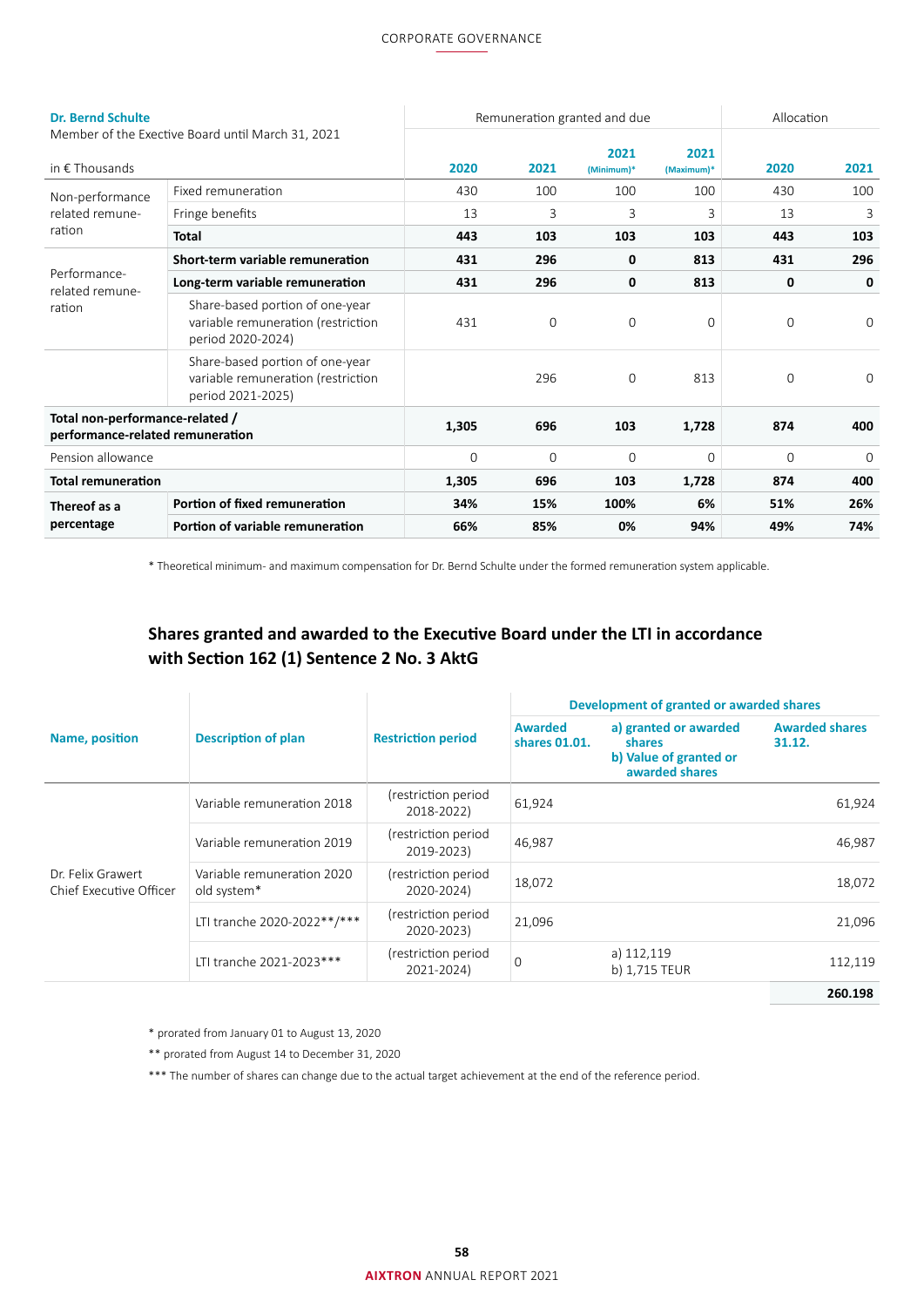| **Dr. Bernd Schulte** Member of the Exective Board until March 31, 2021 | | Remuneration granted and due | | | | Allocation | |
|---|---|---|---|---|---|---|---|
| in € Thousands | | **2020** | **2021** | **2021** (Minimum)* | **2021** (Maximum)* | **2020** | **2021** |
| Non-performance related remuneration | Fixed remuneration | 430 | 100 | 100 | 100 | 430 | 100 |
| | Fringe benefits | 13 | 3 | 3 | 3 | 13 | 3 |
| | **Total** | **443** | **103** | **103** | **103** | **443** | **103** |
| Performance-related remuneration | **Short-term variable remuneration** | **431** | **296** | **0** | **813** | **431** | **296** |
| | **Long-term variable remuneration** | **431** | **296** | **0** | **813** | **0** | **0** |
| | Share-based portion of one-year variable remuneration (restriction period 2020-2024) | 431 | 0 | 0 | 0 | 0 | 0 |
| | Share-based portion of one-year variable remuneration (restriction period 2021-2025) | | 296 | 0 | 813 | 0 | 0 |
| **Total non-performance-related / performance-related remuneration** | | **1,305** | **696** | **103** | **1,728** | **874** | **400** |
| Pension allowance | | 0 | 0 | 0 | 0 | 0 | 0 |
| **Total remuneration** | | **1,305** | **696** | **103** | **1,728** | **874** | **400** |
| **Thereof as a percentage** | **Portion of fixed remuneration** | **34%** | **15%** | **100%** | **6%** | **51%** | **26%** |
| | **Portion of variable remuneration** | **66%** | **85%** | **0%** | **94%** | **49%** | **74%** |

* Theoretical minimum- and maximum compensation for Dr. Bernd Schulte under the formed remuneration system applicable.

## Shares granted and awarded to the Executive Board under the LTI in accordance with Section 162 (1) Sentence 2 No. 3 AktG

| Name, position | Description of plan | Restriction period | Development of granted or awarded shares: Awarded shares 01.01. | a) granted or awarded shares b) Value of granted or awarded shares | Awarded shares 31.12. |
|---|---|---|---|---|---|
| Dr. Felix Grawert Chief Executive Officer | Variable remuneration 2018 | (restriction period 2018-2022) | 61,924 | | 61,924 |
| | Variable remuneration 2019 | (restriction period 2019-2023) | 46,987 | | 46,987 |
| | Variable remuneration 2020 old system* | (restriction period 2020-2024) | 18,072 | | 18,072 |
| | LTI tranche 2020-2022**/*** | (restriction period 2020-2023) | 21,096 | | 21,096 |
| | LTI tranche 2021-2023*** | (restriction period 2021-2024) | 0 | a) 112,119 b) 1,715 TEUR | 112,119 |
| | | | | | **260.198** |

* prorated from January 01 to August 13, 2020

** prorated from August 14 to December 31, 2020

*** The number of shares can change due to the actual target achievement at the end of the reference period.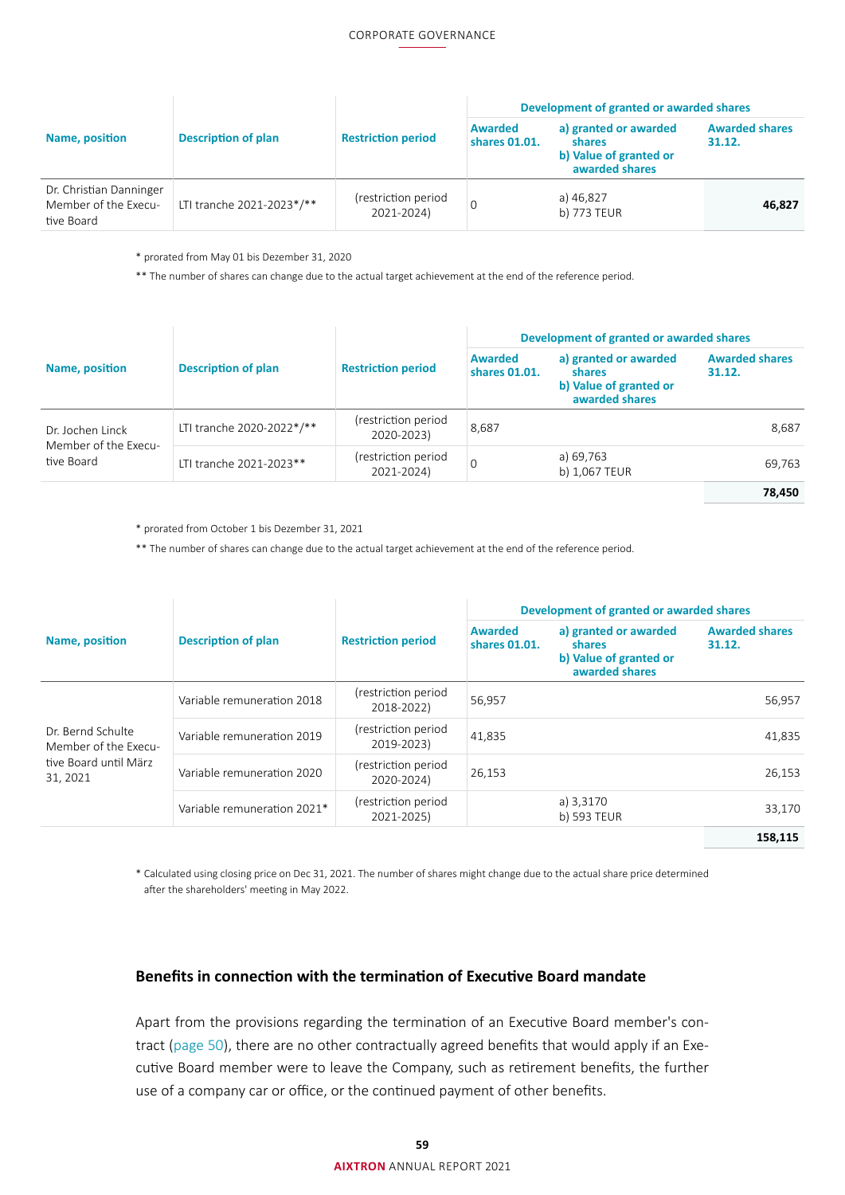| Name, position | Description of plan | Restriction period | Development of granted or awarded shares | | |
|---|---|---|---|---|---|
| | | | Awarded shares 01.01. | a) granted or awarded shares<br>b) Value of granted or awarded shares | Awarded shares 31.12. |
| Dr. Christian Danninger Member of the Executive Board | LTI tranche 2021-2023*/** | (restriction period 2021-2024) | 0 | a) 46,827<br>b) 773 TEUR | **46,827** |

\* prorated from May 01 bis Dezember 31, 2020

** The number of shares can change due to the actual target achievement at the end of the reference period.

| Name, position | Description of plan | Restriction period | Development of granted or awarded shares | | |
|---|---|---|---|---|---|
| | | | Awarded shares 01.01. | a) granted or awarded shares<br>b) Value of granted or awarded shares | Awarded shares 31.12. |
| Dr. Jochen Linck Member of the Executive Board | LTI tranche 2020-2022*/** | (restriction period 2020-2023) | 8,687 | | 8,687 |
| | LTI tranche 2021-2023** | (restriction period 2021-2024) | 0 | a) 69,763<br>b) 1,067 TEUR | 69,763 |
| | | | | | **78,450** |

\* prorated from October 1 bis Dezember 31, 2021

** The number of shares can change due to the actual target achievement at the end of the reference period.

| Name, position | Description of plan | Restriction period | Development of granted or awarded shares | | |
|---|---|---|---|---|---|
| | | | Awarded shares 01.01. | a) granted or awarded shares<br>b) Value of granted or awarded shares | Awarded shares 31.12. |
| Dr. Bernd Schulte Member of the Executive Board until März 31, 2021 | Variable remuneration 2018 | (restriction period 2018-2022) | 56,957 | | 56,957 |
| | Variable remuneration 2019 | (restriction period 2019-2023) | 41,835 | | 41,835 |
| | Variable remuneration 2020 | (restriction period 2020-2024) | 26,153 | | 26,153 |
| | Variable remuneration 2021* | (restriction period 2021-2025) | | a) 3,3170<br>b) 593 TEUR | 33,170 |
| | | | | | **158,115** |

\* Calculated using closing price on Dec 31, 2021. The number of shares might change due to the actual share price determined after the shareholders' meeting in May 2022.

### Benefits in connection with the termination of Executive Board mandate

Apart from the provisions regarding the termination of an Executive Board member's contract (page 50), there are no other contractually agreed benefits that would apply if an Executive Board member were to leave the Company, such as retirement benefits, the further use of a company car or office, or the continued payment of other benefits.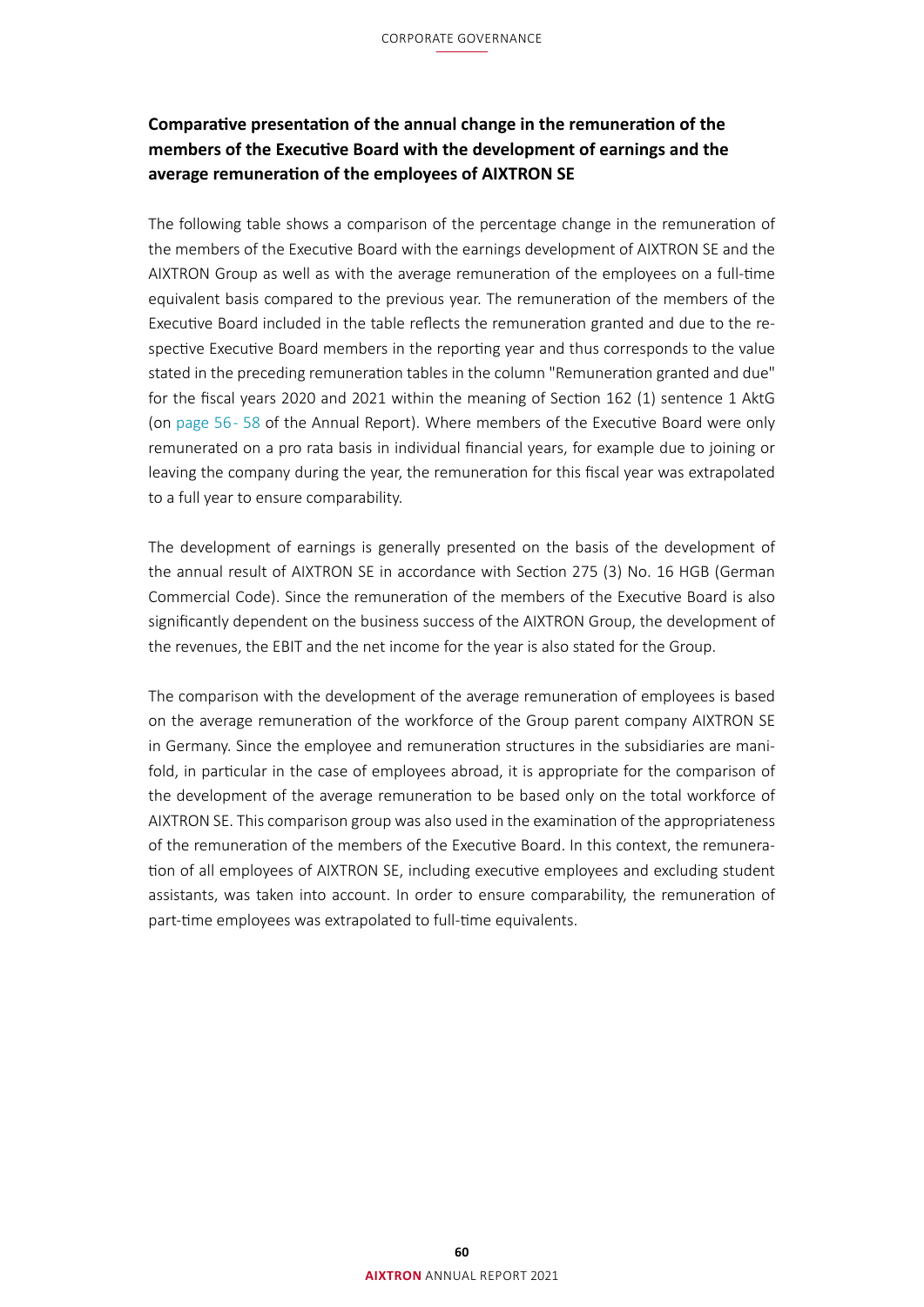### Comparative presentation of the annual change in the remuneration of the members of the Executive Board with the development of earnings and the average remuneration of the employees of AIXTRON SE

The following table shows a comparison of the percentage change in the remuneration of the members of the Executive Board with the earnings development of AIXTRON SE and the AIXTRON Group as well as with the average remuneration of the employees on a full-time equivalent basis compared to the previous year. The remuneration of the members of the Executive Board included in the table reflects the remuneration granted and due to the respective Executive Board members in the reporting year and thus corresponds to the value stated in the preceding remuneration tables in the column "Remuneration granted and due" for the fiscal years 2020 and 2021 within the meaning of Section 162 (1) sentence 1 AktG (on page 56- 58 of the Annual Report). Where members of the Executive Board were only remunerated on a pro rata basis in individual financial years, for example due to joining or leaving the company during the year, the remuneration for this fiscal year was extrapolated to a full year to ensure comparability.

The development of earnings is generally presented on the basis of the development of the annual result of AIXTRON SE in accordance with Section 275 (3) No. 16 HGB (German Commercial Code). Since the remuneration of the members of the Executive Board is also significantly dependent on the business success of the AIXTRON Group, the development of the revenues, the EBIT and the net income for the year is also stated for the Group.

The comparison with the development of the average remuneration of employees is based on the average remuneration of the workforce of the Group parent company AIXTRON SE in Germany. Since the employee and remuneration structures in the subsidiaries are manifold, in particular in the case of employees abroad, it is appropriate for the comparison of the development of the average remuneration to be based only on the total workforce of AIXTRON SE. This comparison group was also used in the examination of the appropriateness of the remuneration of the members of the Executive Board. In this context, the remuneration of all employees of AIXTRON SE, including executive employees and excluding student assistants, was taken into account. In order to ensure comparability, the remuneration of part-time employees was extrapolated to full-time equivalents.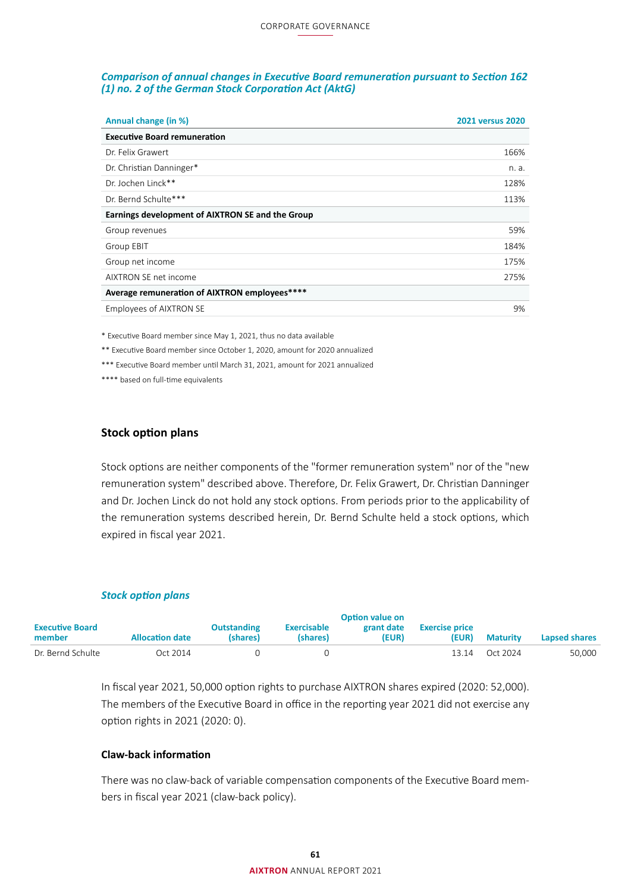### *Comparison of annual changes in Executive Board remuneration pursuant to Section 162 (1) no. 2 of the German Stock Corporation Act (AktG)*

| Annual change (in %) | 2021 versus 2020 |
|---|---|
| **Executive Board remuneration** | |
| Dr. Felix Grawert | 166% |
| Dr. Christian Danninger* | n. a. |
| Dr. Jochen Linck** | 128% |
| Dr. Bernd Schulte*** | 113% |
| **Earnings development of AIXTRON SE and the Group** | |
| Group revenues | 59% |
| Group EBIT | 184% |
| Group net income | 175% |
| AIXTRON SE net income | 275% |
| **Average remuneration of AIXTRON employees****** | |
| Employees of AIXTRON SE | 9% |

* Executive Board member since May 1, 2021, thus no data available

** Executive Board member since October 1, 2020, amount for 2020 annualized

*** Executive Board member until March 31, 2021, amount for 2021 annualized

**** based on full-time equivalents

## Stock option plans

Stock options are neither components of the "former remuneration system" nor of the "new remuneration system" described above. Therefore, Dr. Felix Grawert, Dr. Christian Danninger and Dr. Jochen Linck do not hold any stock options. From periods prior to the applicability of the remuneration systems described herein, Dr. Bernd Schulte held a stock options, which expired in fiscal year 2021.

### *Stock option plans*

| Executive Board member | Allocation date | Outstanding (shares) | Exercisable (shares) | Option value on grant date (EUR) | Exercise price (EUR) | Maturity | Lapsed shares |
|---|---|---|---|---|---|---|---|
| Dr. Bernd Schulte | Oct 2014 | 0 | 0 | | 13.14 | Oct 2024 | 50,000 |

In fiscal year 2021, 50,000 option rights to purchase AIXTRON shares expired (2020: 52,000). The members of the Executive Board in office in the reporting year 2021 did not exercise any option rights in 2021 (2020: 0).

### Claw-back information

There was no claw-back of variable compensation components of the Executive Board members in fiscal year 2021 (claw-back policy).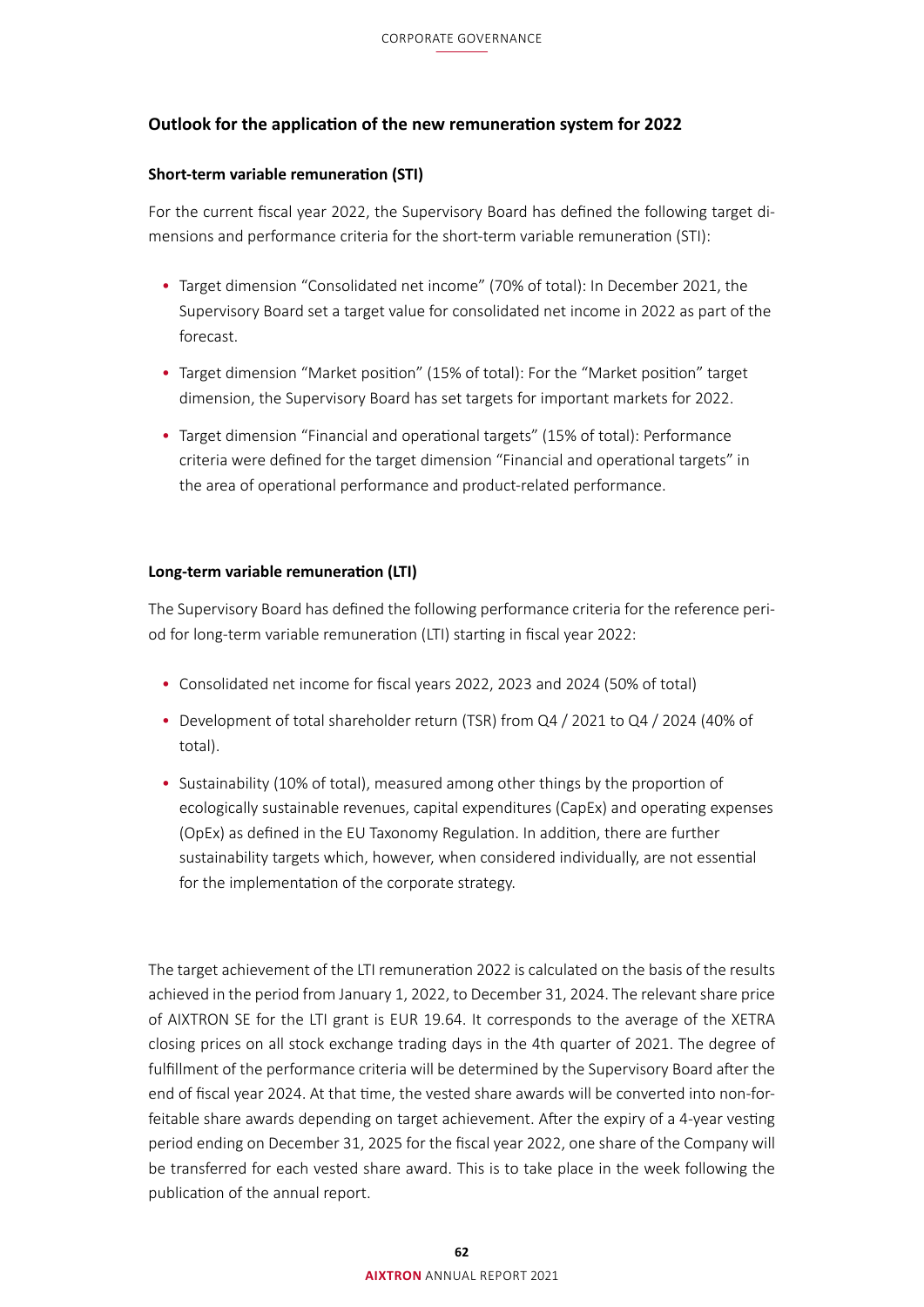## Outlook for the application of the new remuneration system for 2022

### Short-term variable remuneration (STI)

For the current fiscal year 2022, the Supervisory Board has defined the following target dimensions and performance criteria for the short-term variable remuneration (STI):

- Target dimension "Consolidated net income" (70% of total): In December 2021, the Supervisory Board set a target value for consolidated net income in 2022 as part of the forecast.
- Target dimension "Market position" (15% of total): For the "Market position" target dimension, the Supervisory Board has set targets for important markets for 2022.
- Target dimension "Financial and operational targets" (15% of total): Performance criteria were defined for the target dimension "Financial and operational targets" in the area of operational performance and product-related performance.

### Long-term variable remuneration (LTI)

The Supervisory Board has defined the following performance criteria for the reference period for long-term variable remuneration (LTI) starting in fiscal year 2022:

- Consolidated net income for fiscal years 2022, 2023 and 2024 (50% of total)
- Development of total shareholder return (TSR) from Q4 / 2021 to Q4 / 2024 (40% of total).
- Sustainability (10% of total), measured among other things by the proportion of ecologically sustainable revenues, capital expenditures (CapEx) and operating expenses (OpEx) as defined in the EU Taxonomy Regulation. In addition, there are further sustainability targets which, however, when considered individually, are not essential for the implementation of the corporate strategy.

The target achievement of the LTI remuneration 2022 is calculated on the basis of the results achieved in the period from January 1, 2022, to December 31, 2024. The relevant share price of AIXTRON SE for the LTI grant is EUR 19.64. It corresponds to the average of the XETRA closing prices on all stock exchange trading days in the 4th quarter of 2021. The degree of fulfillment of the performance criteria will be determined by the Supervisory Board after the end of fiscal year 2024. At that time, the vested share awards will be converted into non-forfeitable share awards depending on target achievement. After the expiry of a 4-year vesting period ending on December 31, 2025 for the fiscal year 2022, one share of the Company will be transferred for each vested share award. This is to take place in the week following the publication of the annual report.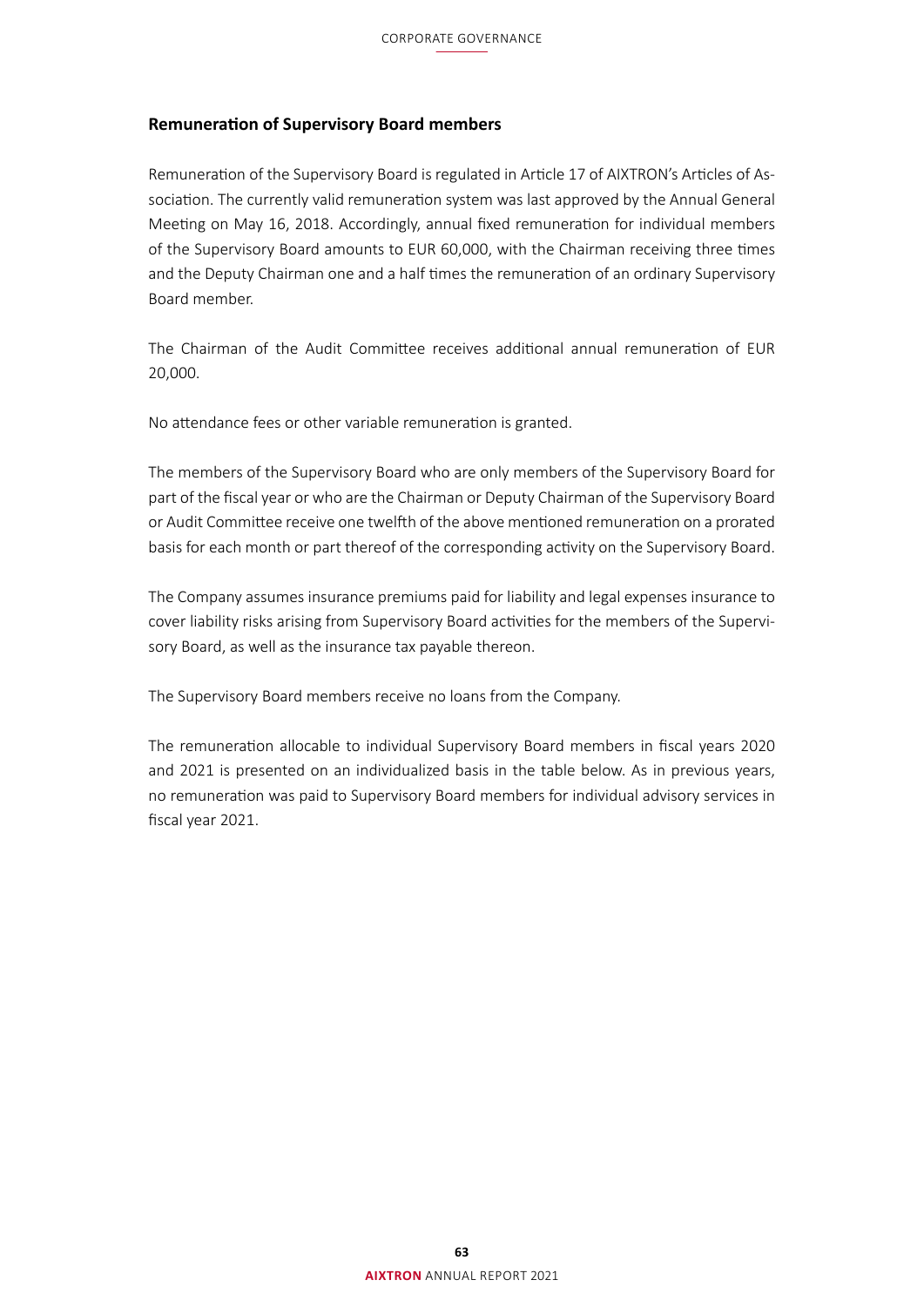## Remuneration of Supervisory Board members

Remuneration of the Supervisory Board is regulated in Article 17 of AIXTRON's Articles of Association. The currently valid remuneration system was last approved by the Annual General Meeting on May 16, 2018. Accordingly, annual fixed remuneration for individual members of the Supervisory Board amounts to EUR 60,000, with the Chairman receiving three times and the Deputy Chairman one and a half times the remuneration of an ordinary Supervisory Board member.

The Chairman of the Audit Committee receives additional annual remuneration of EUR 20,000.

No attendance fees or other variable remuneration is granted.

The members of the Supervisory Board who are only members of the Supervisory Board for part of the fiscal year or who are the Chairman or Deputy Chairman of the Supervisory Board or Audit Committee receive one twelfth of the above mentioned remuneration on a prorated basis for each month or part thereof of the corresponding activity on the Supervisory Board.

The Company assumes insurance premiums paid for liability and legal expenses insurance to cover liability risks arising from Supervisory Board activities for the members of the Supervisory Board, as well as the insurance tax payable thereon.

The Supervisory Board members receive no loans from the Company.

The remuneration allocable to individual Supervisory Board members in fiscal years 2020 and 2021 is presented on an individualized basis in the table below. As in previous years, no remuneration was paid to Supervisory Board members for individual advisory services in fiscal year 2021.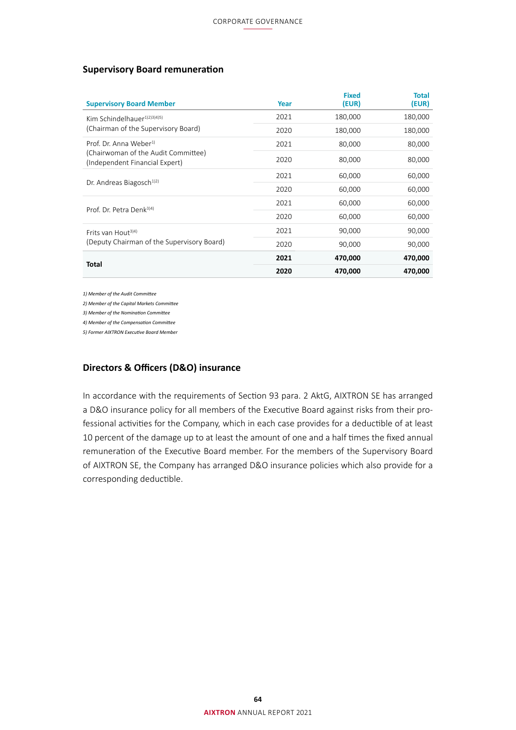## Supervisory Board remuneration

| Supervisory Board Member | Year | Fixed (EUR) | Total (EUR) |
|---|---|---|---|
| Kim Schindelhauer[1)2)3)4)5)] (Chairman of the Supervisory Board) | 2021 | 180,000 | 180,000 |
| | 2020 | 180,000 | 180,000 |
| Prof. Dr. Anna Weber[1)] (Chairwoman of the Audit Committee) (Independent Financial Expert) | 2021 | 80,000 | 80,000 |
| | 2020 | 80,000 | 80,000 |
| Dr. Andreas Biagosch[1)2)] | 2021 | 60,000 | 60,000 |
| | 2020 | 60,000 | 60,000 |
| Prof. Dr. Petra Denk[3)4)] | 2021 | 60,000 | 60,000 |
| | 2020 | 60,000 | 60,000 |
| Frits van Hout[3)4)] (Deputy Chairman of the Supervisory Board) | 2021 | 90,000 | 90,000 |
| | 2020 | 90,000 | 90,000 |
| **Total** | **2021** | **470,000** | **470,000** |
| | **2020** | **470,000** | **470,000** |

*1) Member of the Audit Committee*

*2) Member of the Capital Markets Committee*

*3) Member of the Nomination Committee*

*4) Member of the Compensation Committee*

*5) Former AIXTRON Executive Board Member*

## Directors & Officers (D&O) insurance

In accordance with the requirements of Section 93 para. 2 AktG, AIXTRON SE has arranged a D&O insurance policy for all members of the Executive Board against risks from their professional activities for the Company, which in each case provides for a deductible of at least 10 percent of the damage up to at least the amount of one and a half times the fixed annual remuneration of the Executive Board member. For the members of the Supervisory Board of AIXTRON SE, the Company has arranged D&O insurance policies which also provide for a corresponding deductible.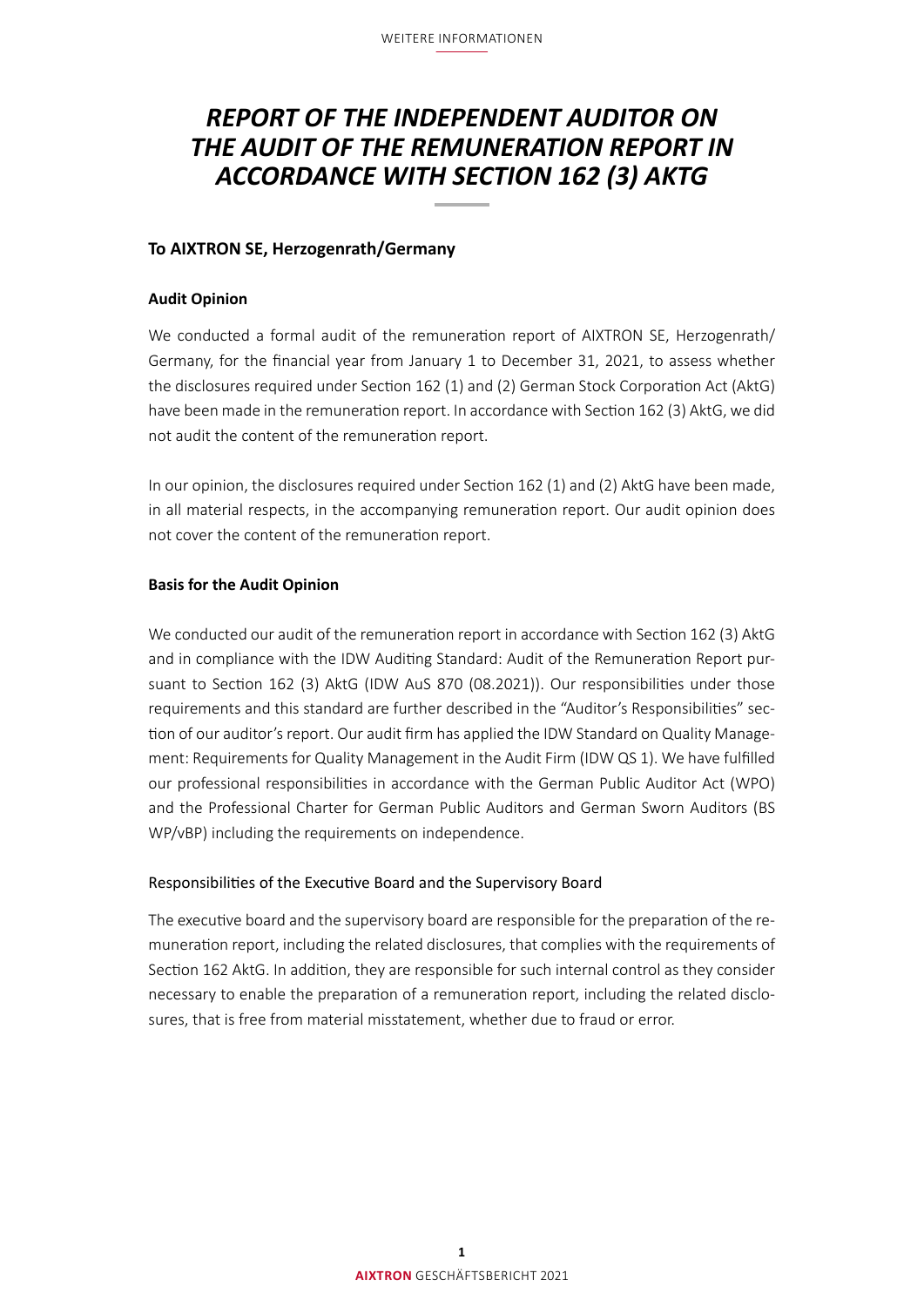# *REPORT OF THE INDEPENDENT AUDITOR ON THE AUDIT OF THE REMUNERATION REPORT IN ACCORDANCE WITH SECTION 162 (3) AKTG*

### To AIXTRON SE, Herzogenrath/Germany

#### Audit Opinion

We conducted a formal audit of the remuneration report of AIXTRON SE, Herzogenrath/Germany, for the financial year from January 1 to December 31, 2021, to assess whether the disclosures required under Section 162 (1) and (2) German Stock Corporation Act (AktG) have been made in the remuneration report. In accordance with Section 162 (3) AktG, we did not audit the content of the remuneration report.

In our opinion, the disclosures required under Section 162 (1) and (2) AktG have been made, in all material respects, in the accompanying remuneration report. Our audit opinion does not cover the content of the remuneration report.

#### Basis for the Audit Opinion

We conducted our audit of the remuneration report in accordance with Section 162 (3) AktG and in compliance with the IDW Auditing Standard: Audit of the Remuneration Report pursuant to Section 162 (3) AktG (IDW AuS 870 (08.2021)). Our responsibilities under those requirements and this standard are further described in the "Auditor's Responsibilities" section of our auditor's report. Our audit firm has applied the IDW Standard on Quality Management: Requirements for Quality Management in the Audit Firm (IDW QS 1). We have fulfilled our professional responsibilities in accordance with the German Public Auditor Act (WPO) and the Professional Charter for German Public Auditors and German Sworn Auditors (BS WP/vBP) including the requirements on independence.

#### Responsibilities of the Executive Board and the Supervisory Board

The executive board and the supervisory board are responsible for the preparation of the remuneration report, including the related disclosures, that complies with the requirements of Section 162 AktG. In addition, they are responsible for such internal control as they consider necessary to enable the preparation of a remuneration report, including the related disclosures, that is free from material misstatement, whether due to fraud or error.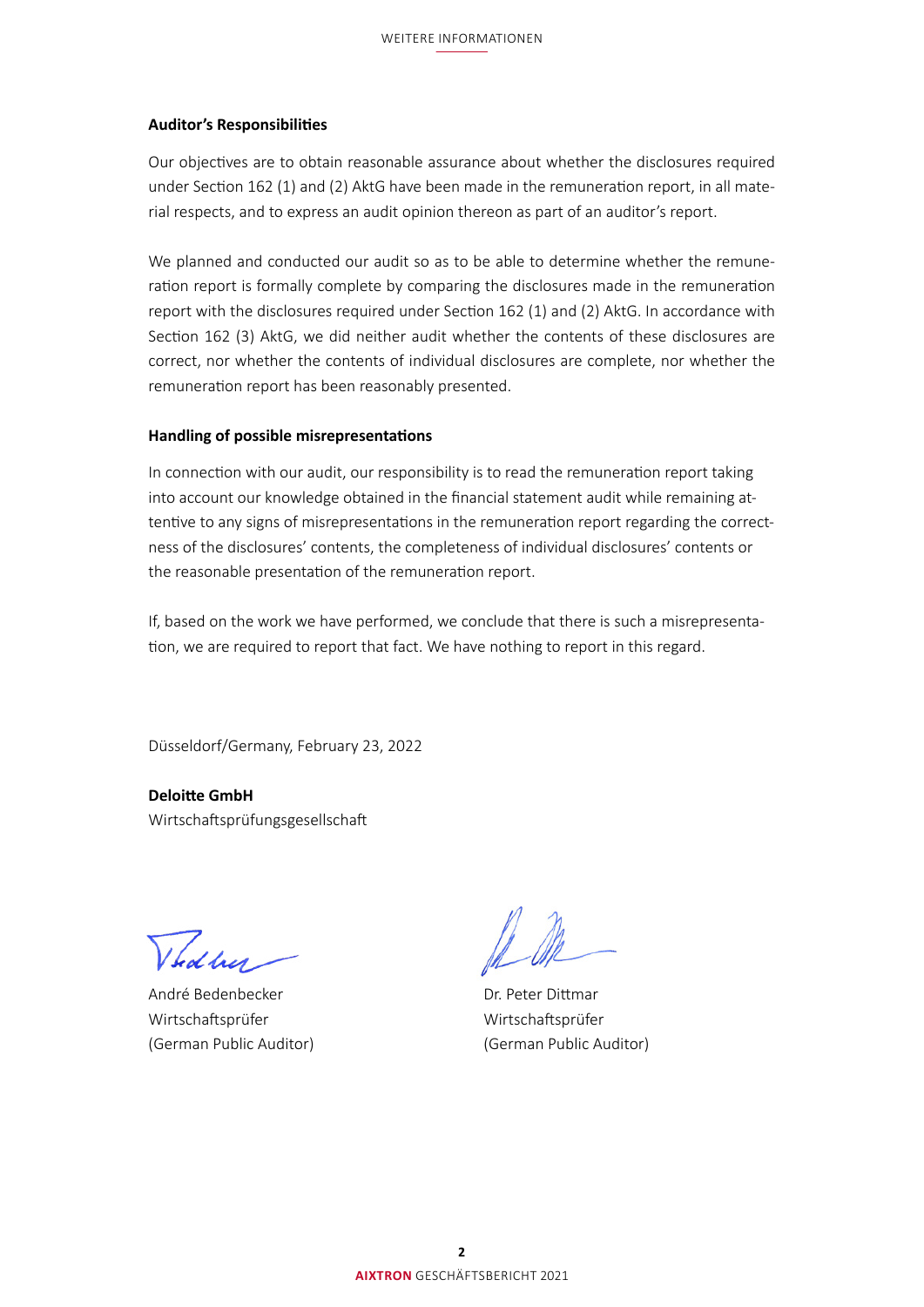**Auditor's Responsibilities**

Our objectives are to obtain reasonable assurance about whether the disclosures required under Section 162 (1) and (2) AktG have been made in the remuneration report, in all material respects, and to express an audit opinion thereon as part of an auditor's report.

We planned and conducted our audit so as to be able to determine whether the remuneration report is formally complete by comparing the disclosures made in the remuneration report with the disclosures required under Section 162 (1) and (2) AktG. In accordance with Section 162 (3) AktG, we did neither audit whether the contents of these disclosures are correct, nor whether the contents of individual disclosures are complete, nor whether the remuneration report has been reasonably presented.

**Handling of possible misrepresentations**

In connection with our audit, our responsibility is to read the remuneration report taking into account our knowledge obtained in the financial statement audit while remaining attentive to any signs of misrepresentations in the remuneration report regarding the correctness of the disclosures' contents, the completeness of individual disclosures' contents or the reasonable presentation of the remuneration report.

If, based on the work we have performed, we conclude that there is such a misrepresentation, we are required to report that fact. We have nothing to report in this regard.

Düsseldorf/Germany, February 23, 2022

**Deloitte GmbH**
Wirtschaftsprüfungsgesellschaft

André Bedenbecker
Wirtschaftsprüfer
(German Public Auditor)

Dr. Peter Dittmar
Wirtschaftsprüfer
(German Public Auditor)